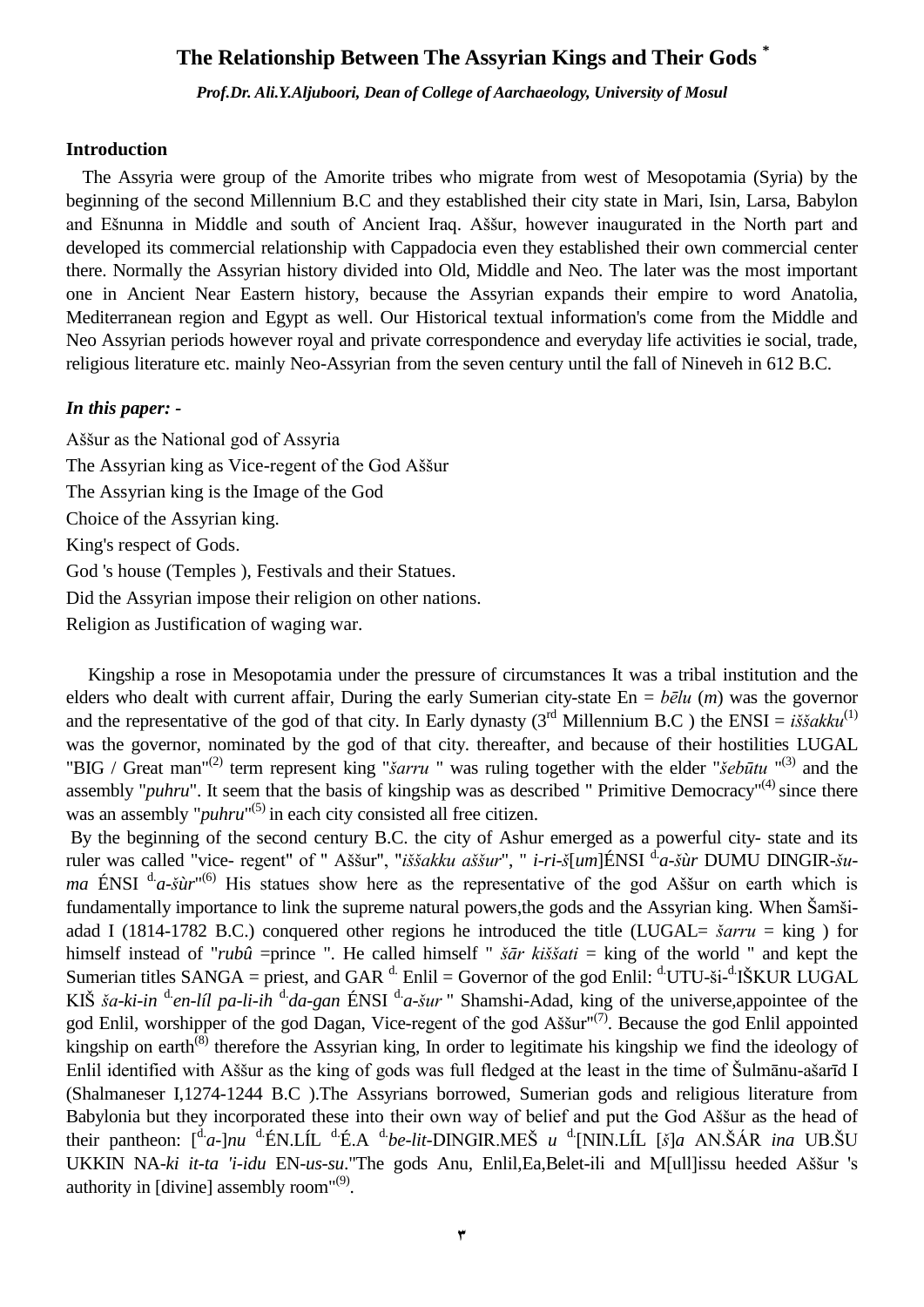# The Relationship Between The Assyrian Kings and Their Gods *

***Prof.Dr. Ali.Y.Aljuboori, Dean of College of Aarchaeology, University of Mosul***

## Introduction

The Assyria were group of the Amorite tribes who migrate from west of Mesopotamia (Syria) by the beginning of the second Millennium B.C and they established their city state in Mari, Isin, Larsa, Babylon and Ešnunna in Middle and south of Ancient Iraq. Aššur, however inaugurated in the North part and developed its commercial relationship with Cappadocia even they established their own commercial center there. Normally the Assyrian history divided into Old, Middle and Neo. The later was the most important one in Ancient Near Eastern history, because the Assyrian expands their empire to word Anatolia, Mediterranean region and Egypt as well. Our Historical textual information's come from the Middle and Neo Assyrian periods however royal and private correspondence and everyday life activities ie social, trade, religious literature etc. mainly Neo-Assyrian from the seven century until the fall of Nineveh in 612 B.C.

***In this paper: -***

Aššur as the National god of Assyria
The Assyrian king as Vice-regent of the God Aššur
The Assyrian king is the Image of the God
Choice of the Assyrian king.
King's respect of Gods.
God 's house (Temples ), Festivals and their Statues.
Did the Assyrian impose their religion on other nations.
Religion as Justification of waging war.

Kingship a rose in Mesopotamia under the pressure of circumstances It was a tribal institution and the elders who dealt with current affair, During the early Sumerian city-state En = *bēlu* (*m*) was the governor and the representative of the god of that city. In Early dynasty (3rd Millennium B.C ) the ENSI = *iššakku*[1] was the governor, nominated by the god of that city. thereafter, and because of their hostilities LUGAL "BIG / Great man"[2] term represent king "*šarru* " was ruling together with the elder "*šebūtu* "[3] and the assembly "*puhru*". It seem that the basis of kingship was as described " Primitive Democracy"[4] since there was an assembly "*puhru*"[5] in each city consisted all free citizen.

By the beginning of the second century B.C. the city of Ashur emerged as a powerful city- state and its ruler was called "vice- regent" of " Aššur", "*iššakku aššur*", " *i-ri-š*[*um*]ÉNSI d.*a-šùr* DUMU DINGIR-*šu-ma* ÉNSI d.*a-šùr*"[6] His statues show here as the representative of the god Aššur on earth which is fundamentally importance to link the supreme natural powers,the gods and the Assyrian king. When Šamši-adad I (1814-1782 B.C.) conquered other regions he introduced the title (LUGAL= *šarru* = king ) for himself instead of "*rubû* =prince ". He called himself " *šār kiššati* = king of the world " and kept the Sumerian titles SANGA = priest, and GAR d. Enlil = Governor of the god Enlil: d.UTU-ši-d.IŠKUR LUGAL KIŠ *ša-ki-in* d.*en-líl pa-li-ih* d.*da-gan* ÉNSI d.*a-šur* " Shamshi-Adad, king of the universe,appointee of the god Enlil, worshipper of the god Dagan, Vice-regent of the god Aššur"[7]. Because the god Enlil appointed kingship on earth[8] therefore the Assyrian king, In order to legitimate his kingship we find the ideology of Enlil identified with Aššur as the king of gods was full fledged at the least in the time of Šulmānu-ašarīd I (Shalmaneser I,1274-1244 B.C ).The Assyrians borrowed, Sumerian gods and religious literature from Babylonia but they incorporated these into their own way of belief and put the God Aššur as the head of their pantheon: [d.*a-*]*nu* d.ÉN.LÍL d.É.A d.*be-lit*-DINGIR.MEŠ *u* d.[NIN.LÍL [*š*]*a* AN.ŠÁR *ina* UB.ŠU UKKIN NA-*ki it-ta 'i-idu* EN-*us-su*."The gods Anu, Enlil,Ea,Belet-ili and M[ull]issu heeded Aššur 's authority in [divine] assembly room"[9].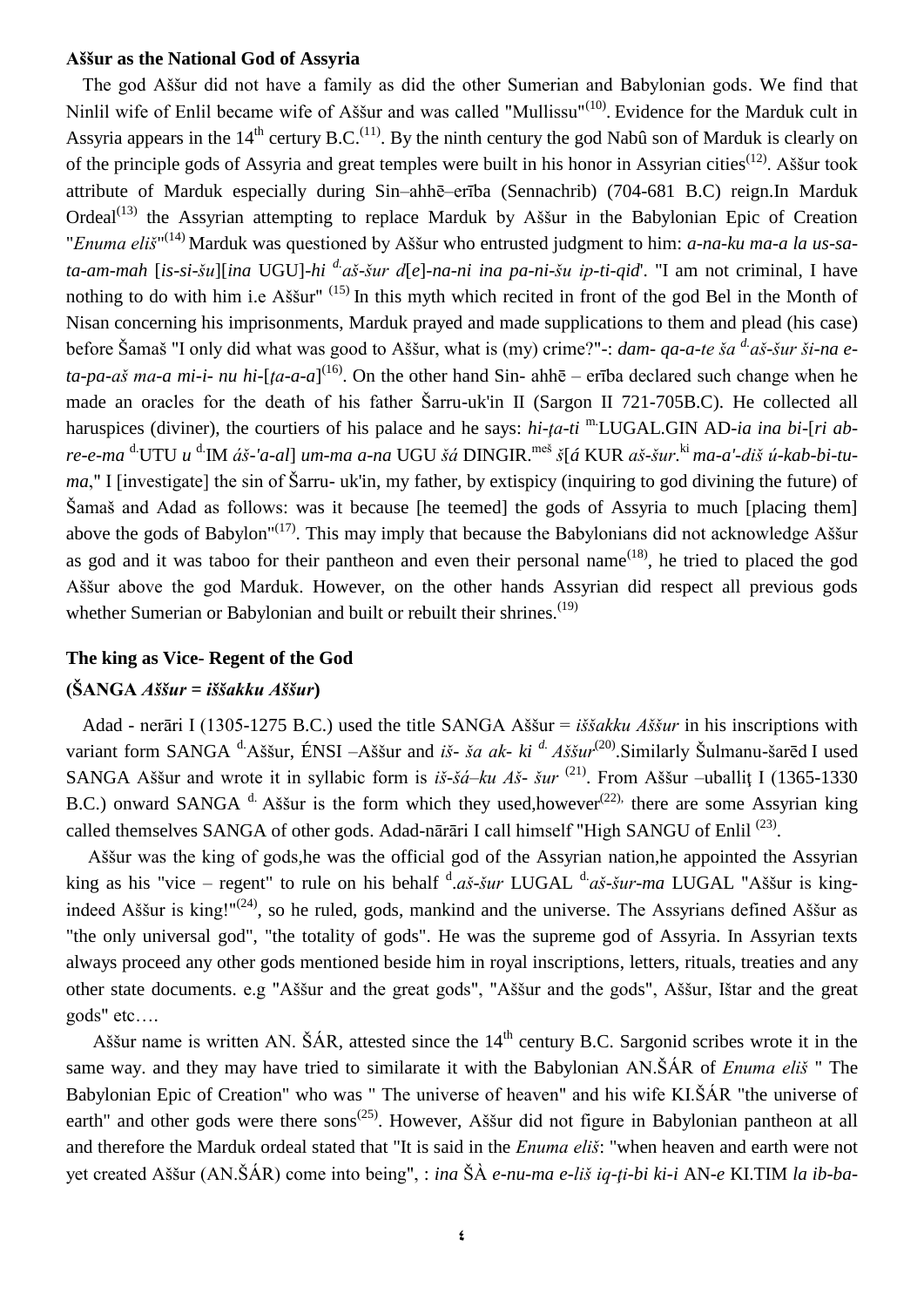**Aššur as the National God of Assyria**

The god Aššur did not have a family as did the other Sumerian and Babylonian gods. We find that Ninlil wife of Enlil became wife of Aššur and was called "Mullissu"[(10)]. Evidence for the Marduk cult in Assyria appears in the 14th century B.C.[(11)]. By the ninth century the god Nabû son of Marduk is clearly on of the principle gods of Assyria and great temples were built in his honor in Assyrian cities[(12)]. Aššur took attribute of Marduk especially during Sin–ahhē–erība (Sennachrib) (704-681 B.C) reign.In Marduk Ordeal[(13)] the Assyrian attempting to replace Marduk by Aššur in the Babylonian Epic of Creation "*Enuma eliš*"[(14)] Marduk was questioned by Aššur who entrusted judgment to him: *a-na-ku ma-a la us-sa-ta-am-mah* [*is-si-šu*][*ina* UGU]-*hi* [d.]*aš-šur d*[*e*]*-na-ni ina pa-ni-šu ip-ti-qid*'. "I am not criminal, I have nothing to do with him i.e Aššur" [(15)] In this myth which recited in front of the god Bel in the Month of Nisan concerning his imprisonments, Marduk prayed and made supplications to them and plead (his case) before Šamaš "I only did what was good to Aššur, what is (my) crime?"-: *dam- qa-a-te ša* [d.]*aš-šur ši-na e-ta-pa-aš ma-a mi-i- nu hi*-[*ṭa-a-a*][(16)]. On the other hand Sin- ahhē – erība declared such change when he made an oracles for the death of his father Šarru-uk'in II (Sargon II 721-705B.C). He collected all haruspices (diviner), the courtiers of his palace and he says: *hi-ṭa-ti* [m.]LUGAL.GIN AD-*ia ina bi*-[*ri ab-re-e-ma* [d.]UTU *u* [d.]IM *áš-'a-al*] *um-ma a-na* UGU *šá* DINGIR.[meš] *š*[*á* KUR *aš-šur*.[ki] *ma-a'-diš ú-kab-bi-tu-ma*," I [investigate] the sin of Šarru- uk'in, my father, by extispicy (inquiring to god divining the future) of Šamaš and Adad as follows: was it because [he teemed] the gods of Assyria to much [placing them] above the gods of Babylon"[(17)]. This may imply that because the Babylonians did not acknowledge Aššur as god and it was taboo for their pantheon and even their personal name[(18)], he tried to placed the god Aššur above the god Marduk. However, on the other hands Assyrian did respect all previous gods whether Sumerian or Babylonian and built or rebuilt their shrines.[(19)]

**The king as Vice- Regent of the God**

**(ŠANGA *Aššur = iššakku Aššur*)**

Adad - nerāri I (1305-1275 B.C.) used the title SANGA Aššur = *iššakku Aššur* in his inscriptions with variant form SANGA [d.]Aššur, ÉNSI –Aššur and *iš- ša ak- ki* [d.] *Aššur*[(20)].Similarly Šulmanu-šarēd I used SANGA Aššur and wrote it in syllabic form is *iš-šá–ku Aš- šur* [(21)]. From Aššur –uballiţ I (1365-1330 B.C.) onward SANGA [d.] Aššur is the form which they used,however[(22),] there are some Assyrian king called themselves SANGA of other gods. Adad-nārāri I call himself "High SANGU of Enlil [(23)].

Aššur was the king of gods,he was the official god of the Assyrian nation,he appointed the Assyrian king as his "vice – regent" to rule on his behalf [d].*aš-šur* LUGAL [d.]*aš-šur-ma* LUGAL "Aššur is king-indeed Aššur is king!"[(24)], so he ruled, gods, mankind and the universe. The Assyrians defined Aššur as "the only universal god", "the totality of gods". He was the supreme god of Assyria. In Assyrian texts always proceed any other gods mentioned beside him in royal inscriptions, letters, rituals, treaties and any other state documents. e.g "Aššur and the great gods", "Aššur and the gods", Aššur, Ištar and the great gods" etc….

Aššur name is written AN. ŠÁR, attested since the 14th century B.C. Sargonid scribes wrote it in the same way. and they may have tried to similarate it with the Babylonian AN.ŠÁR of *Enuma eliš* " The Babylonian Epic of Creation" who was " The universe of heaven" and his wife KI.ŠÁR "the universe of earth" and other gods were there sons[(25)]. However, Aššur did not figure in Babylonian pantheon at all and therefore the Marduk ordeal stated that "It is said in the *Enuma eliš*: "when heaven and earth were not yet created Aššur (AN.ŠÁR) come into being", : *ina* ŠÀ *e-nu-ma e-liš iq-ṭi-bi ki-i* AN-*e* KI.TIM *la ib-ba-*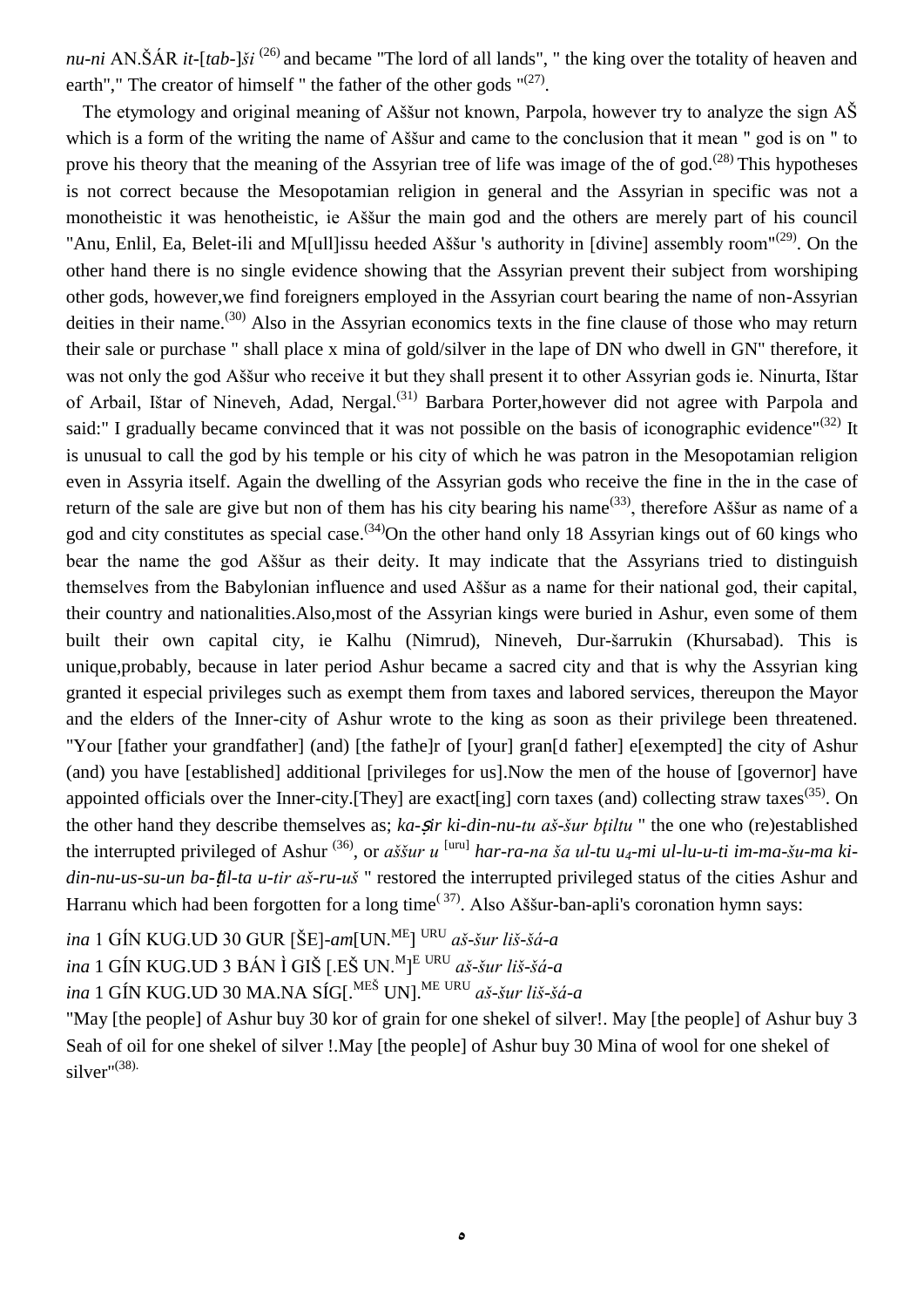*nu-ni* AN.ŠÁR *it*-[*tab*-]*ši* [26] and became "The lord of all lands", " the king over the totality of heaven and earth"," The creator of himself " the father of the other gods "[27].

The etymology and original meaning of Aššur not known, Parpola, however try to analyze the sign AŠ which is a form of the writing the name of Aššur and came to the conclusion that it mean " god is on " to prove his theory that the meaning of the Assyrian tree of life was image of the of god.[28] This hypotheses is not correct because the Mesopotamian religion in general and the Assyrian in specific was not a monotheistic it was henotheistic, ie Aššur the main god and the others are merely part of his council "Anu, Enlil, Ea, Belet-ili and M[ull]issu heeded Aššur 's authority in [divine] assembly room"[29]. On the other hand there is no single evidence showing that the Assyrian prevent their subject from worshiping other gods, however,we find foreigners employed in the Assyrian court bearing the name of non-Assyrian deities in their name.[30] Also in the Assyrian economics texts in the fine clause of those who may return their sale or purchase " shall place x mina of gold/silver in the lape of DN who dwell in GN" therefore, it was not only the god Aššur who receive it but they shall present it to other Assyrian gods ie. Ninurta, Ištar of Arbail, Ištar of Nineveh, Adad, Nergal.[31] Barbara Porter,however did not agree with Parpola and said:" I gradually became convinced that it was not possible on the basis of iconographic evidence"[32] It is unusual to call the god by his temple or his city of which he was patron in the Mesopotamian religion even in Assyria itself. Again the dwelling of the Assyrian gods who receive the fine in the in the case of return of the sale are give but non of them has his city bearing his name[33], therefore Aššur as name of a god and city constitutes as special case.[34]On the other hand only 18 Assyrian kings out of 60 kings who bear the name the god Aššur as their deity. It may indicate that the Assyrians tried to distinguish themselves from the Babylonian influence and used Aššur as a name for their national god, their capital, their country and nationalities.Also,most of the Assyrian kings were buried in Ashur, even some of them built their own capital city, ie Kalhu (Nimrud), Nineveh, Dur-šarrukin (Khursabad). This is unique,probably, because in later period Ashur became a sacred city and that is why the Assyrian king granted it especial privileges such as exempt them from taxes and labored services, thereupon the Mayor and the elders of the Inner-city of Ashur wrote to the king as soon as their privilege been threatened. "Your [father your grandfather] (and) [the fathe]r of [your] gran[d father] e[exempted] the city of Ashur (and) you have [established] additional [privileges for us].Now the men of the house of [governor] have appointed officials over the Inner-city.[They] are exact[ing] corn taxes (and) collecting straw taxes[35]. On the other hand they describe themselves as; *ka-ṣir ki-din-nu-tu aš-šur bṭiltu* " the one who (re)established the interrupted privileged of Ashur [36], or *aššur u* [uru] *har-ra-na ša ul-tu* $u_4$*-mi ul-lu-u-ti im-ma-šu-ma ki-din-nu-us-su-un ba-ṭil-ta u-tir aš-ru-uš* " restored the interrupted privileged status of the cities Ashur and Harranu which had been forgotten for a long time[37]. Also Aššur-ban-apli's coronation hymn says:

*ina* 1 GÍN KUG.UD 30 GUR [ŠE]-*am*[UN.ME] URU *aš-šur liš-šá-a*
*ina* 1 GÍN KUG.UD 3 BÁN Ì GIŠ [.EŠ UN.M]E URU *aš-šur liš-šá-a*
*ina* 1 GÍN KUG.UD 30 MA.NA SÍG[.MEŠ UN].ME URU *aš-šur liš-šá-a*

"May [the people] of Ashur buy 30 kor of grain for one shekel of silver!. May [the people] of Ashur buy 3 Seah of oil for one shekel of silver !.May [the people] of Ashur buy 30 Mina of wool for one shekel of silver"[38].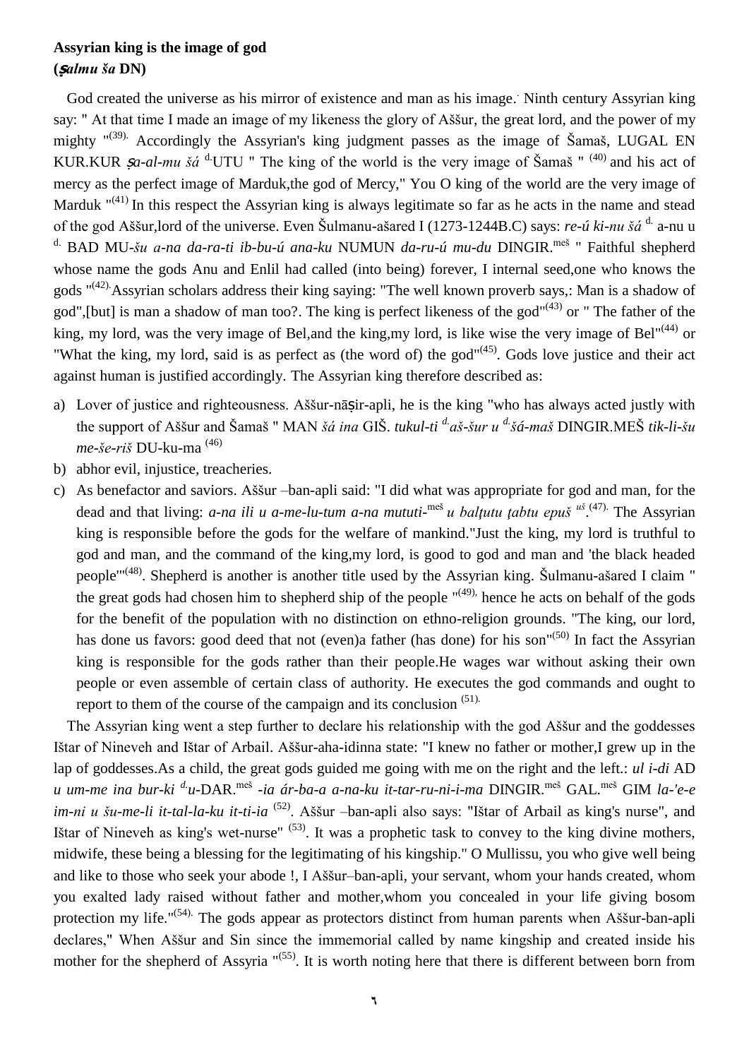**Assyrian king is the image of god**
**(*ṣalmu ša* DN)**

God created the universe as his mirror of existence and man as his image. Ninth century Assyrian king say: " At that time I made an image of my likeness the glory of Aššur, the great lord, and the power of my mighty "(39). Accordingly the Assyrian's king judgment passes as the image of Šamaš, LUGAL EN KUR.KUR *ṣa-al-mu šá* d.UTU " The king of the world is the very image of Šamaš " (40) and his act of mercy as the perfect image of Marduk,the god of Mercy," You O king of the world are the very image of Marduk "(41) In this respect the Assyrian king is always legitimate so far as he acts in the name and stead of the god Aššur,lord of the universe. Even Šulmanu-ašared I (1273-1244B.C) says: *re-ú ki-nu šá* d. a-nu u d. BAD MU-*šu a-na da-ra-ti ib-bu-ú ana-ku* NUMUN *da-ru-ú mu-du* DINGIR.meš " Faithful shepherd whose name the gods Anu and Enlil had called (into being) forever, I internal seed,one who knows the gods "(42).Assyrian scholars address their king saying: "The well known proverb says,: Man is a shadow of god",[but] is man a shadow of man too?. The king is perfect likeness of the god"(43) or " The father of the king, my lord, was the very image of Bel,and the king,my lord, is like wise the very image of Bel"(44) or "What the king, my lord, said is as perfect as (the word of) the god"(45). Gods love justice and their act against human is justified accordingly. The Assyrian king therefore described as:

a) Lover of justice and righteousness. Aššur-nāṣir-apli, he is the king "who has always acted justly with the support of Aššur and Šamaš " MAN *šá ina* GIŠ. *tukul-ti* d.*aš-šur u* d.*šá-maš* DINGIR.MEŠ *tik-li-šu me-še-riš* DU-ku-ma (46)
b) abhor evil, injustice, treacheries.
c) As benefactor and saviors. Aššur –ban-apli said: "I did what was appropriate for god and man, for the dead and that living: *a-na ili u a-me-lu-tum a-na mututi-*meš *u balṭutu ṭabtu epuš* *uš*.(47). The Assyrian king is responsible before the gods for the welfare of mankind."Just the king, my lord is truthful to god and man, and the command of the king,my lord, is good to god and man and 'the black headed people'"(48). Shepherd is another is another title used by the Assyrian king. Šulmanu-ašared I claim " the great gods had chosen him to shepherd ship of the people "(49), hence he acts on behalf of the gods for the benefit of the population with no distinction on ethno-religion grounds. "The king, our lord, has done us favors: good deed that not (even)a father (has done) for his son"(50) In fact the Assyrian king is responsible for the gods rather than their people.He wages war without asking their own people or even assemble of certain class of authority. He executes the god commands and ought to report to them of the course of the campaign and its conclusion (51).

The Assyrian king went a step further to declare his relationship with the god Aššur and the goddesses Ištar of Nineveh and Ištar of Arbail. Aššur-aha-idinna state: "I knew no father or mother,I grew up in the lap of goddesses.As a child, the great gods guided me going with me on the right and the left.: *ul i-di* AD *u um-me ina bur-ki* d.*u*-DAR.meš *-ia ár-ba-a a-na-ku it-tar-ru-ni-i-ma* DINGIR.meš GAL.meš GIM *la-'e-e im-ni u šu-me-li it-tal-la-ku it-ti-ia* (52). Aššur –ban-apli also says: "Ištar of Arbail as king's nurse", and Ištar of Nineveh as king's wet-nurse" (53). It was a prophetic task to convey to the king divine mothers, midwife, these being a blessing for the legitimating of his kingship." O Mullissu, you who give well being and like to those who seek your abode !, I Aššur–ban-apli, your servant, whom your hands created, whom you exalted lady raised without father and mother,whom you concealed in your life giving bosom protection my life."(54). The gods appear as protectors distinct from human parents when Aššur-ban-apli declares," When Aššur and Sin since the immemorial called by name kingship and created inside his mother for the shepherd of Assyria "(55). It is worth noting here that there is different between born from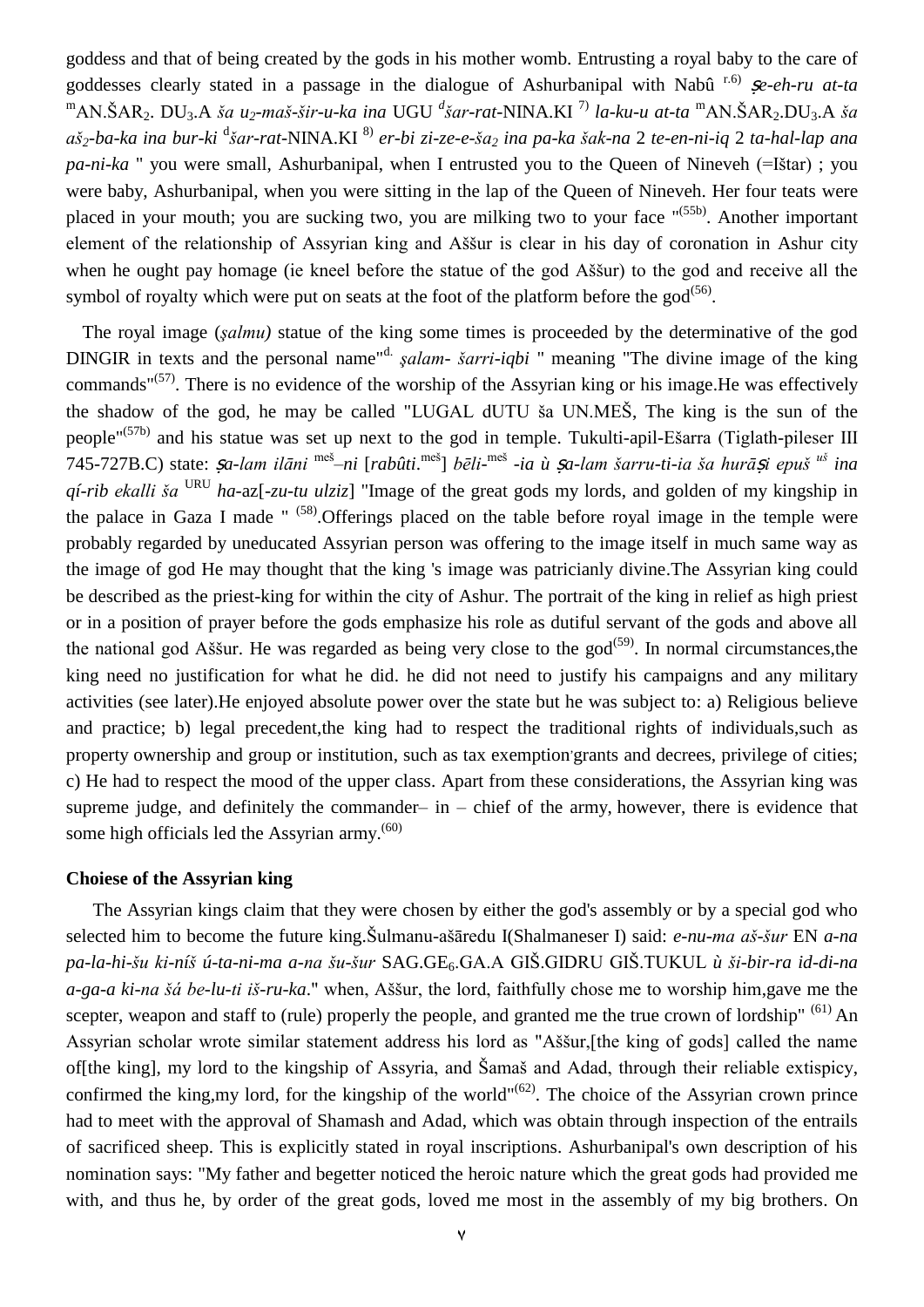goddess and that of being created by the gods in his mother womb. Entrusting a royal baby to the care of goddesses clearly stated in a passage in the dialogue of Ashurbanipal with Nabû [r.6)] *ṣe-eh-ru at-ta* $^{m}$AN.ŠAR$_2$. DU$_3$.A *ša u$_2$-maš-šir-u-ka ina* UGU *$^{d}$šar-rat*-NINA.KI [7)] *la-ku-u at-ta* $^{m}$AN.ŠAR$_2$.DU$_3$.A *ša aš$_2$-ba-ka ina bur-ki* $^{d}$*šar-rat*-NINA.KI [8)] *er-bi zi-ze-e-ša$_2$ ina pa-ka šak-na* 2 *te-en-ni-iq* 2 *ta-hal-lap ana pa-ni-ka* " you were small, Ashurbanipal, when I entrusted you to the Queen of Nineveh (=Ištar) ; you were baby, Ashurbanipal, when you were sitting in the lap of the Queen of Nineveh. Her four teats were placed in your mouth; you are sucking two, you are milking two to your face "[(55b)]. Another important element of the relationship of Assyrian king and Aššur is clear in his day of coronation in Ashur city when he ought pay homage (ie kneel before the statue of the god Aššur) to the god and receive all the symbol of royalty which were put on seats at the foot of the platform before the god[(56)].

The royal image (*ṣalmu)* statue of the king some times is proceeded by the determinative of the god DINGIR in texts and the personal name"[d.] *ṣalam- šarri-iqbi* " meaning "The divine image of the king commands"[(57)]. There is no evidence of the worship of the Assyrian king or his image.He was effectively the shadow of the god, he may be called "LUGAL dUTU ša UN.MEŠ, The king is the sun of the people"[(57b)] and his statue was set up next to the god in temple. Tukulti-apil-Ešarra (Tiglath-pileser III 745-727B.C) state: *ṣa-lam ilāni* [meš]*–ni* [*rabûti*.[meš]] *bēli*-[meš] *-ia ù ṣa-lam šarru-ti-ia ša hurāṣi epuš* [uš] *ina qí-rib ekalli ša* [URU] *ha*-az[*-zu-tu ulziz*] "Image of the great gods my lords, and golden of my kingship in the palace in Gaza I made " [(58)].Offerings placed on the table before royal image in the temple were probably regarded by uneducated Assyrian person was offering to the image itself in much same way as the image of god He may thought that the king 's image was patricianly divine.The Assyrian king could be described as the priest-king for within the city of Ashur. The portrait of the king in relief as high priest or in a position of prayer before the gods emphasize his role as dutiful servant of the gods and above all the national god Aššur. He was regarded as being very close to the god[(59)]. In normal circumstances,the king need no justification for what he did. he did not need to justify his campaigns and any military activities (see later).He enjoyed absolute power over the state but he was subject to: a) Religious believe and practice; b) legal precedent,the king had to respect the traditional rights of individuals,such as property ownership and group or institution, such as tax exemption,grants and decrees, privilege of cities; c) He had to respect the mood of the upper class. Apart from these considerations, the Assyrian king was supreme judge, and definitely the commander– in – chief of the army, however, there is evidence that some high officials led the Assyrian army.[(60)]

**Choiese of the Assyrian king**

The Assyrian kings claim that they were chosen by either the god's assembly or by a special god who selected him to become the future king.Šulmanu-ašāredu I(Shalmaneser I) said: *e-nu-ma aš-šur* EN *a-na pa-la-hi-šu ki-níš ú-ta-ni-ma a-na šu-šur* SAG.GE$_6$.GA.A GIŠ.GIDRU GIŠ.TUKUL *ù ši-bir-ra id-di-na a-ga-a ki-na šá be-lu-ti iš-ru-ka*." when, Aššur, the lord, faithfully chose me to worship him,gave me the scepter, weapon and staff to (rule) properly the people, and granted me the true crown of lordship" [(61)] An Assyrian scholar wrote similar statement address his lord as "Aššur,[the king of gods] called the name of[the king], my lord to the kingship of Assyria, and Šamaš and Adad, through their reliable extispicy, confirmed the king,my lord, for the kingship of the world"[(62)]. The choice of the Assyrian crown prince had to meet with the approval of Shamash and Adad, which was obtain through inspection of the entrails of sacrificed sheep. This is explicitly stated in royal inscriptions. Ashurbanipal's own description of his nomination says: "My father and begetter noticed the heroic nature which the great gods had provided me with, and thus he, by order of the great gods, loved me most in the assembly of my big brothers. On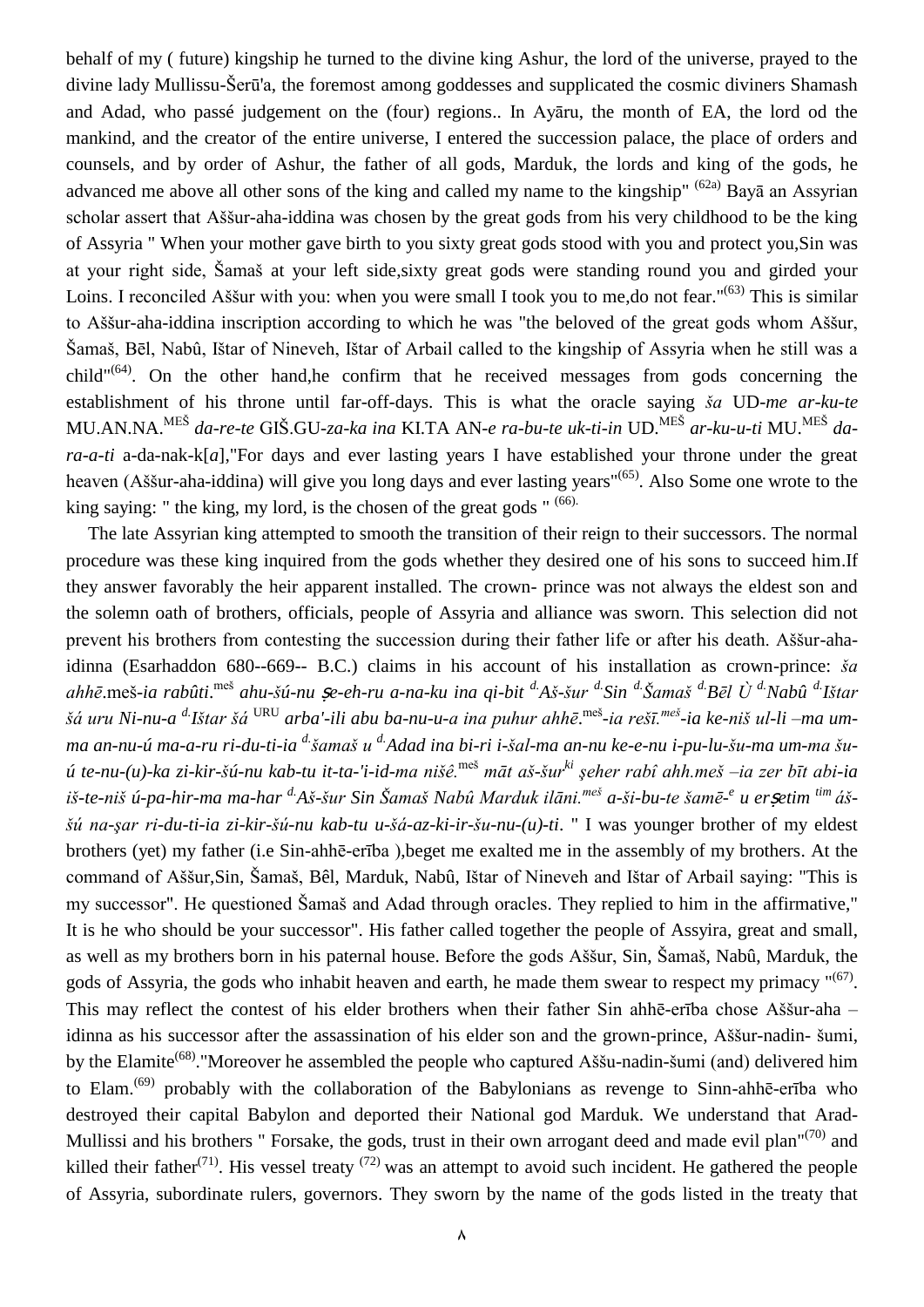behalf of my ( future) kingship he turned to the divine king Ashur, the lord of the universe, prayed to the divine lady Mullissu-Šerū'a, the foremost among goddesses and supplicated the cosmic diviners Shamash and Adad, who passé judgement on the (four) regions.. In Ayāru, the month of EA, the lord od the mankind, and the creator of the entire universe, I entered the succession palace, the place of orders and counsels, and by order of Ashur, the father of all gods, Marduk, the lords and king of the gods, he advanced me above all other sons of the king and called my name to the kingship" [(62a)] Bayā an Assyrian scholar assert that Aššur-aha-iddina was chosen by the great gods from his very childhood to be the king of Assyria " When your mother gave birth to you sixty great gods stood with you and protect you,Sin was at your right side, Šamaš at your left side,sixty great gods were standing round you and girded your Loins. I reconciled Aššur with you: when you were small I took you to me,do not fear."[(63)] This is similar to Aššur-aha-iddina inscription according to which he was "the beloved of the great gods whom Aššur, Šamaš, Bēl, Nabû, Ištar of Nineveh, Ištar of Arbail called to the kingship of Assyria when he still was a child"[(64)]. On the other hand,he confirm that he received messages from gods concerning the establishment of his throne until far-off-days. This is what the oracle saying *ša* UD-*me ar-ku-te* MU.AN.NA.[MEŠ] *da-re-te* GIŠ.GU-*za-ka ina* KI.TA AN-*e ra-bu-te uk-ti-in* UD.[MEŠ] *ar-ku-u-ti* MU.[MEŠ] *da-ra-a-ti* a-da-nak-k[*a*],"For days and ever lasting years I have established your throne under the great heaven (Aššur-aha-iddina) will give you long days and ever lasting years"[(65)]. Also Some one wrote to the king saying: " the king, my lord, is the chosen of the great gods " [(66).]

The late Assyrian king attempted to smooth the transition of their reign to their successors. The normal procedure was these king inquired from the gods whether they desired one of his sons to succeed him.If they answer favorably the heir apparent installed. The crown- prince was not always the eldest son and the solemn oath of brothers, officials, people of Assyria and alliance was sworn. This selection did not prevent his brothers from contesting the succession during their father life or after his death. Aššur-aha-idinna (Esarhaddon 680--669-- B.C.) claims in his account of his installation as crown-prince: *ša ahhē*.meš-*ia rabûti*.[meš] *ahu-šú-nu ṣe-eh-ru a-na-ku ina qi-bit* [d.]*Aš-šur* [d.]*Sin* [d.]*Šamaš* [d.]*Bēl Ù* [d.]*Nabû* [d.]*Ištar šá uru Ni-nu-a* [d.]*Ištar šá* [URU] *arba'-ili abu ba-nu-u-a ina puhur ahhē*.[meš]*-ia rešī.*[meš]*-ia ke-niš ul-li –ma um-ma an-nu-ú ma-a-ru ri-du-ti-ia* [d.]*šamaš u* [d.]*Adad ina bi-ri i-šal-ma an-nu ke-e-nu i-pu-lu-šu-ma um-ma šu-ú te-nu-(u)-ka zi-kir-šú-nu kab-tu it-ta-'i-id-ma nišē.*[meš] *māt aš-šur*[ki] *ṣeher rabî ahh.meš –ia zer bīt abi-ia iš-te-niš ú-pa-hir-ma ma-har* [d.]*Aš-šur Sin Šamaš Nabû Marduk ilāni.*[meš] *a-ši-bu-te šamē-*[e] *u erṣetim* [tim] *áš-šú na-ṣar ri-du-ti-ia zi-kir-šú-nu kab-tu u-šá-az-ki-ir-šu-nu-(u)-ti*. " I was younger brother of my eldest brothers (yet) my father (i.e Sin-ahhē-erība ),beget me exalted me in the assembly of my brothers. At the command of Aššur,Sin, Šamaš, Bêl, Marduk, Nabû, Ištar of Nineveh and Ištar of Arbail saying: "This is my successor". He questioned Šamaš and Adad through oracles. They replied to him in the affirmative," It is he who should be your successor". His father called together the people of Assyira, great and small, as well as my brothers born in his paternal house. Before the gods Aššur, Sin, Šamaš, Nabû, Marduk, the gods of Assyria, the gods who inhabit heaven and earth, he made them swear to respect my primacy "[(67)]. This may reflect the contest of his elder brothers when their father Sin ahhē-erība chose Aššur-aha –idinna as his successor after the assassination of his elder son and the grown-prince, Aššur-nadin- šumi, by the Elamite[(68)]."Moreover he assembled the people who captured Aššu-nadin-šumi (and) delivered him to Elam.[(69)] probably with the collaboration of the Babylonians as revenge to Sinn-ahhē-erība who destroyed their capital Babylon and deported their National god Marduk. We understand that Arad-Mullissi and his brothers " Forsake, the gods, trust in their own arrogant deed and made evil plan"[(70)] and killed their father[(71)]. His vessel treaty [(72)] was an attempt to avoid such incident. He gathered the people of Assyria, subordinate rulers, governors. They sworn by the name of the gods listed in the treaty that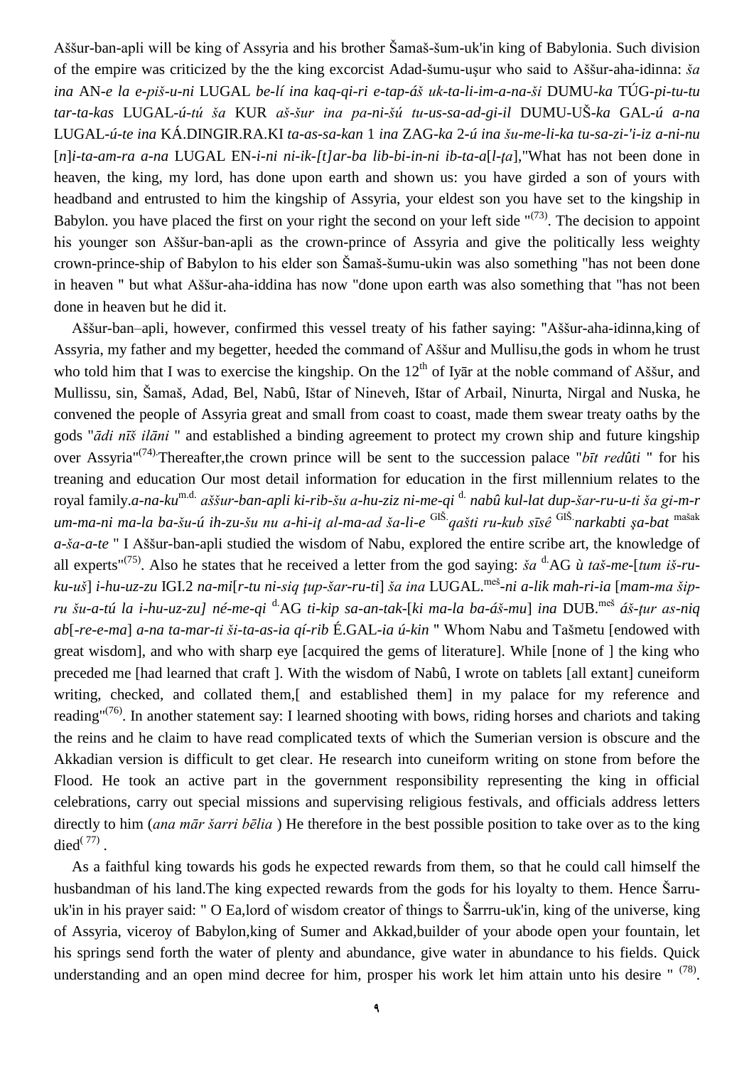Aššur-ban-apli will be king of Assyria and his brother Šamaš-šum-uk'in king of Babylonia. Such division of the empire was criticized by the the king excorcist Adad-šumu-uṣur who said to Aššur-aha-idinna: *ša ina* AN-*e la e-piš-u-ni* LUGAL *be-lí ina kaq-qi-ri e-tap-áš uk-ta-li-im-a-na-ši* DUMU-*ka* TÚG-*pi-tu-tu tar-ta-kas* LUGAL-*ú-tú ša* KUR *aš-šur ina pa-ni-šú tu-us-sa-ad-gi-il* DUMU-UŠ-*ka* GAL-*ú a-na* LUGAL-*ú-te ina* KÁ.DINGIR.RA.KI *ta-as-sa-kan* 1 *ina* ZAG-*ka* 2-*ú ina šu-me-li-ka tu-sa-zi-'i-iz a-ni-nu* [*n*]*i-ta-am-ra a-na* LUGAL EN-*i-ni ni-ik-[t]ar-ba lib-bi-in-ni ib-ta-a*[*l-ṭa*],"What has not been done in heaven, the king, my lord, has done upon earth and shown us: you have girded a son of yours with headband and entrusted to him the kingship of Assyria, your eldest son you have set to the kingship in Babylon. you have placed the first on your right the second on your left side "(73). The decision to appoint his younger son Aššur-ban-apli as the crown-prince of Assyria and give the politically less weighty crown-prince-ship of Babylon to his elder son Šamaš-šumu-ukin was also something "has not been done in heaven " but what Aššur-aha-iddina has now "done upon earth was also something that "has not been done in heaven but he did it.

Aššur-ban–apli, however, confirmed this vessel treaty of his father saying: "Aššur-aha-idinna,king of Assyria, my father and my begetter, heeded the command of Aššur and Mullisu,the gods in whom he trust who told him that I was to exercise the kingship. On the 12th of Iyār at the noble command of Aššur, and Mullissu, sin, Šamaš, Adad, Bel, Nabû, Ištar of Nineveh, Ištar of Arbail, Ninurta, Nirgal and Nuska, he convened the people of Assyria great and small from coast to coast, made them swear treaty oaths by the gods "*ādi nīš ilāni* " and established a binding agreement to protect my crown ship and future kingship over Assyria"(74).Thereafter,the crown prince will be sent to the succession palace "*bīt redûti* " for his treaning and education Our most detail information for education in the first millennium relates to the royal family.*a-na-ku*m.d. *aššur-ban-apli ki-rib-šu a-hu-ziz ni-me-qi* d. *nabû kul-lat dup-šar-ru-u-ti ša gi-m-r um-ma-ni ma-la ba-šu-ú ih-zu-šu nu a-hi-iṭ al-ma-ad ša-li-e* GIŠ.*qašti ru-kub sīsê* GIŠ.*narkabti ṣa-bat* mašak *a-ša-a-te* " I Aššur-ban-apli studied the wisdom of Nabu, explored the entire scribe art, the knowledge of all experts"(75). Also he states that he received a letter from the god saying: *ša* d.AG *ù taš-me*-[*tum iš-ru-ku-uš*] *i-hu-uz-zu* IGI.2 *na-mi*[*r-tu ni-siq ṭup-šar-ru-ti*] *ša ina* LUGAL.meš-*ni a-lik mah-ri-ia* [*mam-ma šip-ru šu-a-tú la i-hu-uz-zu] né-me-qi* d.AG *ti-kip sa-an-tak*-[*ki ma-la ba-áš-mu*] *ina* DUB.meš *áš-ṭur as-niq ab*[*-re-e-ma*] *a-na ta-mar-ti ši-ta-as-ia qí-rib* É.GAL-*ia ú-kin* " Whom Nabu and Tašmetu [endowed with great wisdom], and who with sharp eye [acquired the gems of literature]. While [none of ] the king who preceded me [had learned that craft ]. With the wisdom of Nabû, I wrote on tablets [all extant] cuneiform writing, checked, and collated them,[ and established them] in my palace for my reference and reading"(76). In another statement say: I learned shooting with bows, riding horses and chariots and taking the reins and he claim to have read complicated texts of which the Sumerian version is obscure and the Akkadian version is difficult to get clear. He research into cuneiform writing on stone from before the Flood. He took an active part in the government responsibility representing the king in official celebrations, carry out special missions and supervising religious festivals, and officials address letters directly to him (*ana mār šarri bēlia* ) He therefore in the best possible position to take over as to the king died(77) .

As a faithful king towards his gods he expected rewards from them, so that he could call himself the husbandman of his land.The king expected rewards from the gods for his loyalty to them. Hence Šarru-uk'in in his prayer said: " O Ea,lord of wisdom creator of things to Šarrru-uk'in, king of the universe, king of Assyria, viceroy of Babylon,king of Sumer and Akkad,builder of your abode open your fountain, let his springs send forth the water of plenty and abundance, give water in abundance to his fields. Quick understanding and an open mind decree for him, prosper his work let him attain unto his desire " (78).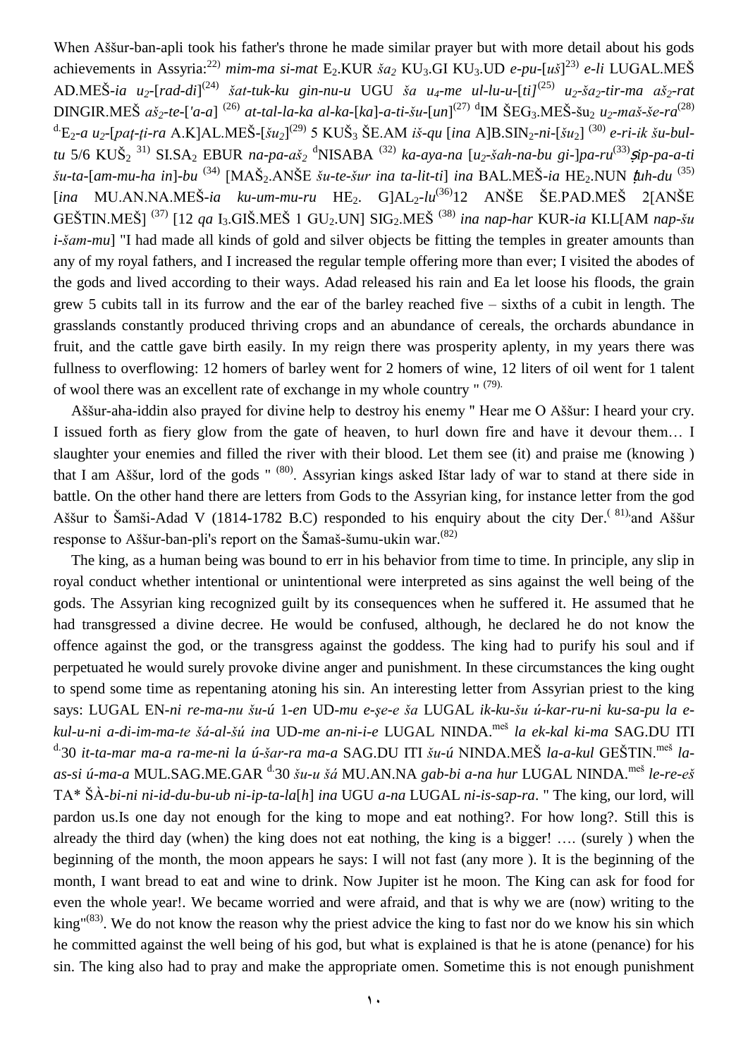When Aššur-ban-apli took his father's throne he made similar prayer but with more detail about his gods achievements in Assyria:[22] *mim-ma si-mat* E$_2$.KUR *ša$_2$* KU$_3$.GI KU$_3$.UD *e-pu-*[*uš*][23] *e-li* LUGAL.MEŠ AD.MEŠ-*ia u$_2$-*[*rad-di*][24] *šat-tuk-ku gin-nu-u* UGU *ša u$_4$-me ul-lu-u-*[*ti]*[25] *u$_2$-ša$_2$-tir-ma aš$_2$-rat* DINGIR.MEŠ *aš$_2$-te-*[*'a-a*] [26] *at-tal-la-ka al-ka-*[*ka*]*-a-ti-šu-*[*un*][27] $^{d}$IM ŠEG$_3$.MEŠ-šu$_2$ *u$_2$-maš-še-ra*[28] $^{d}$E$_2$-*a u$_2$-*[*paṭ-ṭi-ra* A.K]AL.MEŠ-[*šu$_2$*][29] 5 KUŠ$_3$ ŠE.AM *iš-qu* [*ina* A]B.SIN$_2$-*ni-*[*šu$_2$*] [30] *e-ri-ik šu-bul-tu* 5/6 KUŠ$_2$ [31] SI.SA$_2$ EBUR *na-pa-aš$_2$* $^{d}$NISABA [32] *ka-aya-na* [*u$_2$-šah-na-bu gi-*]*pa-ru*[33]*ṣip-pa-a-ti šu-ta-*[*am-mu-ha in*]*-bu* [34] [MAŠ$_2$.ANŠE *šu-te-šur ina ta-lit-ti*] *ina* BAL.MEŠ-*ia* HE$_2$.NUN *ṭuh-du* [35] [*ina* MU.AN.NA.MEŠ-*ia ku-um-mu-ru* HE$_2$. G]AL$_2$-*lu*[36]12 ANŠE ŠE.PAD.MEŠ 2[ANŠE GEŠTIN.MEŠ] [37] [12 *qa* I$_3$.GIŠ.MEŠ 1 GU$_2$.UN] SIG$_2$.MEŠ [38] *ina nap-har* KUR-*ia* KI.L[AM *nap-šu i-šam-mu*] "I had made all kinds of gold and silver objects be fitting the temples in greater amounts than any of my royal fathers, and I increased the regular temple offering more than ever; I visited the abodes of the gods and lived according to their ways. Adad released his rain and Ea let loose his floods, the grain grew 5 cubits tall in its furrow and the ear of the barley reached five – sixths of a cubit in length. The grasslands constantly produced thriving crops and an abundance of cereals, the orchards abundance in fruit, and the cattle gave birth easily. In my reign there was prosperity aplenty, in my years there was fullness to overflowing: 12 homers of barley went for 2 homers of wine, 12 liters of oil went for 1 talent of wool there was an excellent rate of exchange in my whole country " [79].

Aššur-aha-iddin also prayed for divine help to destroy his enemy " Hear me O Aššur: I heard your cry. I issued forth as fiery glow from the gate of heaven, to hurl down fire and have it devour them… I slaughter your enemies and filled the river with their blood. Let them see (it) and praise me (knowing ) that I am Aššur, lord of the gods " [80]. Assyrian kings asked Ištar lady of war to stand at there side in battle. On the other hand there are letters from Gods to the Assyrian king, for instance letter from the god Aššur to Šamši-Adad V (1814-1782 B.C) responded to his enquiry about the city Der.[81] and Aššur response to Aššur-ban-pli's report on the Šamaš-šumu-ukin war.[82]

The king, as a human being was bound to err in his behavior from time to time. In principle, any slip in royal conduct whether intentional or unintentional were interpreted as sins against the well being of the gods. The Assyrian king recognized guilt by its consequences when he suffered it. He assumed that he had transgressed a divine decree. He would be confused, although, he declared he do not know the offence against the god, or the transgress against the goddess. The king had to purify his soul and if perpetuated he would surely provoke divine anger and punishment. In these circumstances the king ought to spend some time as repentaning atoning his sin. An interesting letter from Assyrian priest to the king says: LUGAL EN-*ni re-ma-nu šu-ú* 1-*en* UD-*mu e-ṣe-e ša* LUGAL *ik-ku-šu ú-kar-ru-ni ku-sa-pu la e-kul-u-ni a-di-im-ma-te šá-al-šú ina* UD-*me an-ni-i-e* LUGAL NINDA.$^{meš}$ *la ek-kal ki-ma* SAG.DU ITI $^{d}$30 *it-ta-mar ma-a ra-me-ni la ú-šar-ra ma-a* SAG.DU ITI *šu-ú* NINDA.MEŠ *la-a-kul* GEŠTIN.$^{meš}$ *la-as-si ú-ma-a* MUL.SAG.ME.GAR $^{d}$30 *šu-u šá* MU.AN.NA *gab-bi a-na hur* LUGAL NINDA.$^{meš}$ *le-re-eš* TA* ŠÀ-*bi-ni ni-id-du-bu-ub ni-ip-ta-la*[*h*] *ina* UGU *a-na* LUGAL *ni-is-sap-ra*. " The king, our lord, will pardon us.Is one day not enough for the king to mope and eat nothing?. For how long?. Still this is already the third day (when) the king does not eat nothing, the king is a bigger! …. (surely ) when the beginning of the month, the moon appears he says: I will not fast (any more ). It is the beginning of the month, I want bread to eat and wine to drink. Now Jupiter ist he moon. The King can ask for food for even the whole year!. We became worried and were afraid, and that is why we are (now) writing to the king"[83]. We do not know the reason why the priest advice the king to fast nor do we know his sin which he committed against the well being of his god, but what is explained is that he is atone (penance) for his sin. The king also had to pray and make the appropriate omen. Sometime this is not enough punishment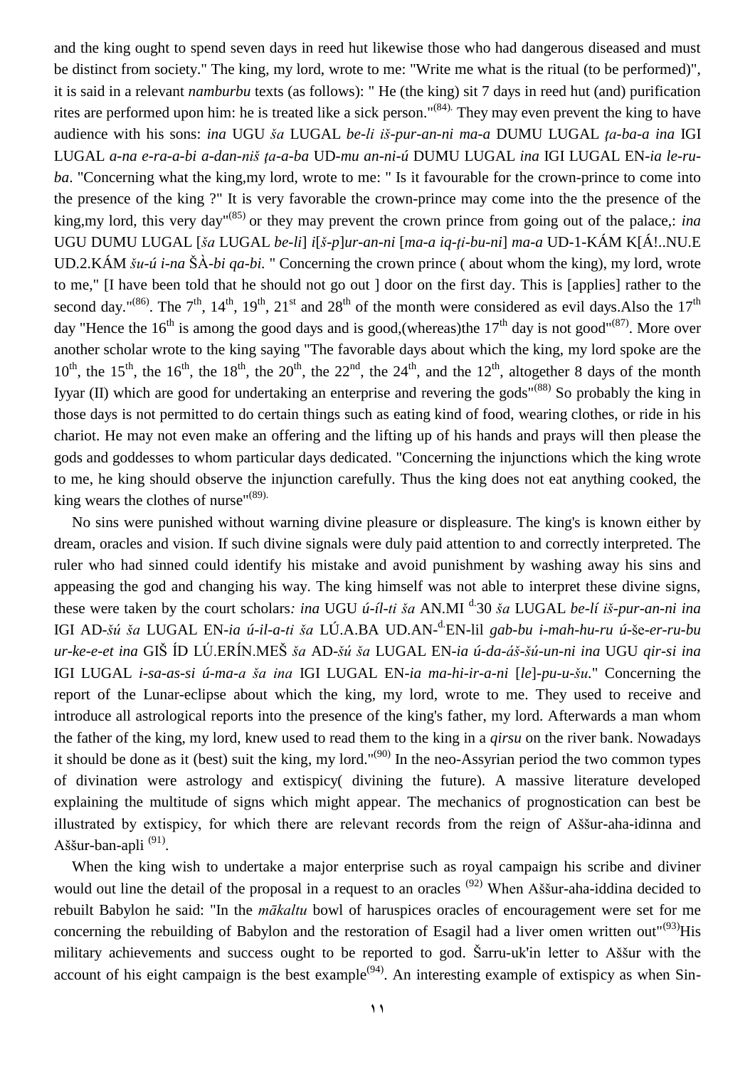and the king ought to spend seven days in reed hut likewise those who had dangerous diseased and must be distinct from society." The king, my lord, wrote to me: "Write me what is the ritual (to be performed)", it is said in a relevant *namburbu* texts (as follows): " He (the king) sit 7 days in reed hut (and) purification rites are performed upon him: he is treated like a sick person."[(84).] They may even prevent the king to have audience with his sons: *ina* UGU *ša* LUGAL *be-li iš-pur-an-ni ma-a* DUMU LUGAL *ṭa-ba-a ina* IGI LUGAL *a-na e-ra-a-bi a-dan-niš ṭa-a-ba* UD-*mu an-ni-ú* DUMU LUGAL *ina* IGI LUGAL EN-*ia le-ru-ba*. "Concerning what the king,my lord, wrote to me: " Is it favourable for the crown-prince to come into the presence of the king ?" It is very favorable the crown-prince may come into the the presence of the king,my lord, this very day"[(85)] or they may prevent the crown prince from going out of the palace,: *ina* UGU DUMU LUGAL [*ša* LUGAL *be-li*] *i*[*š-p*]*ur-an-ni* [*ma-a iq-ṭi-bu-ni*] *ma-a* UD-1-KÁM K[Á!..NU.E UD.2.KÁM *šu-ú i-na* ŠÀ-*bi qa-bi.* " Concerning the crown prince ( about whom the king), my lord, wrote to me," [I have been told that he should not go out ] door on the first day. This is [applies] rather to the second day."[(86)]. The 7th, 14th, 19th, 21st and 28th of the month were considered as evil days.Also the 17th day "Hence the 16th is among the good days and is good,(whereas)the 17th day is not good"[(87)]. More over another scholar wrote to the king saying "The favorable days about which the king, my lord spoke are the 10th, the 15th, the 16th, the 18th, the 20th, the 22nd, the 24th, and the 12th, altogether 8 days of the month Iyyar (II) which are good for undertaking an enterprise and revering the gods"[(88)] So probably the king in those days is not permitted to do certain things such as eating kind of food, wearing clothes, or ride in his chariot. He may not even make an offering and the lifting up of his hands and prays will then please the gods and goddesses to whom particular days dedicated. "Concerning the injunctions which the king wrote to me, he king should observe the injunction carefully. Thus the king does not eat anything cooked, the king wears the clothes of nurse"[(89).]

No sins were punished without warning divine pleasure or displeasure. The king's is known either by dream, oracles and vision. If such divine signals were duly paid attention to and correctly interpreted. The ruler who had sinned could identify his mistake and avoid punishment by washing away his sins and appeasing the god and changing his way. The king himself was not able to interpret these divine signs, these were taken by the court scholars*: ina* UGU *ú-íl-ti ša* AN.MI [d.]30 *ša* LUGAL *be-lí iš-pur-an-ni ina* IGI AD-*šú ša* LUGAL EN-*ia ú-il-a-ti ša* LÚ.A.BA UD.AN-[d.]EN-lil *gab-bu i-mah-hu-ru ú-*še*-er-ru-bu ur-ke-e-et ina* GIŠ ÍD LÚ.ERÍN.MEŠ *ša* AD-*šú ša* LUGAL EN-*ia ú-da-áš-šú-un-ni ina* UGU *qir-si ina* IGI LUGAL *i-sa-as-si ú-ma-a ša ina* IGI LUGAL EN-*ia ma-hi-ir-a-ni* [*le*]-*pu-u-šu*." Concerning the report of the Lunar-eclipse about which the king, my lord, wrote to me. They used to receive and introduce all astrological reports into the presence of the king's father, my lord. Afterwards a man whom the father of the king, my lord, knew used to read them to the king in a *qirsu* on the river bank. Nowadays it should be done as it (best) suit the king, my lord."[(90)] In the neo-Assyrian period the two common types of divination were astrology and extispicy( divining the future). A massive literature developed explaining the multitude of signs which might appear. The mechanics of prognostication can best be illustrated by extispicy, for which there are relevant records from the reign of Aššur-aha-idinna and Aššur-ban-apli [(91)].

When the king wish to undertake a major enterprise such as royal campaign his scribe and diviner would out line the detail of the proposal in a request to an oracles [(92)] When Aššur-aha-iddina decided to rebuilt Babylon he said: "In the *mākaltu* bowl of haruspices oracles of encouragement were set for me concerning the rebuilding of Babylon and the restoration of Esagil had a liver omen written out"[(93)]His military achievements and success ought to be reported to god. Šarru-uk'in letter to Aššur with the account of his eight campaign is the best example[(94)]. An interesting example of extispicy as when Sin-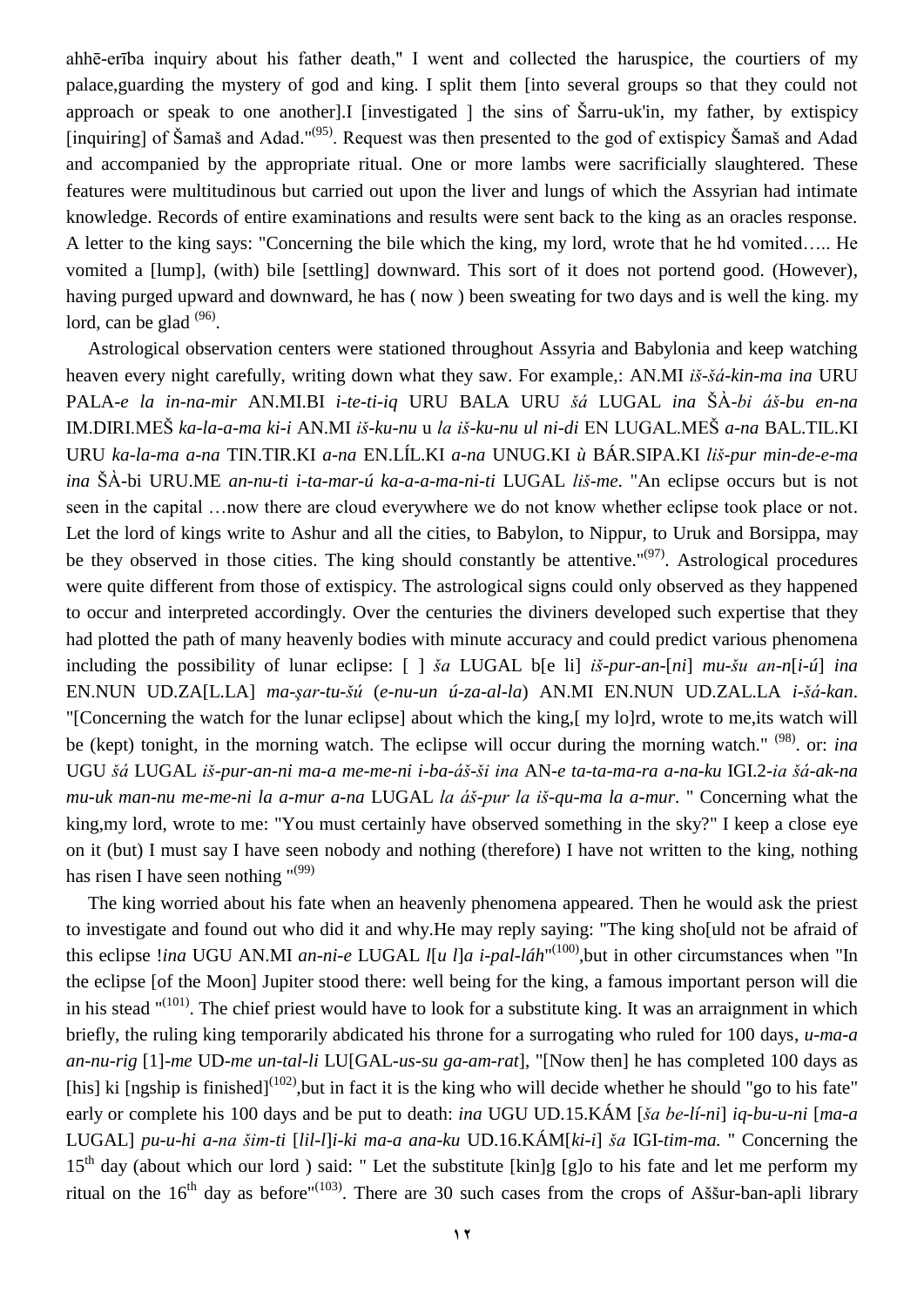ahhē-erība inquiry about his father death," I went and collected the haruspice, the courtiers of my palace,guarding the mystery of god and king. I split them [into several groups so that they could not approach or speak to one another].I [investigated ] the sins of Šarru-uk'in, my father, by extispicy [inquiring] of Šamaš and Adad."[95]. Request was then presented to the god of extispicy Šamaš and Adad and accompanied by the appropriate ritual. One or more lambs were sacrificially slaughtered. These features were multitudinous but carried out upon the liver and lungs of which the Assyrian had intimate knowledge. Records of entire examinations and results were sent back to the king as an oracles response. A letter to the king says: "Concerning the bile which the king, my lord, wrote that he hd vomited….. He vomited a [lump], (with) bile [settling] downward. This sort of it does not portend good. (However), having purged upward and downward, he has ( now ) been sweating for two days and is well the king. my lord, can be glad [96].

Astrological observation centers were stationed throughout Assyria and Babylonia and keep watching heaven every night carefully, writing down what they saw. For example,: AN.MI *iš-šá-kin-ma ina* URU PALA-*e la in-na-mir* AN.MI.BI *i-te-ti-iq* URU BALA URU *šá* LUGAL *ina* ŠÀ-*bi áš-bu en-na* IM.DIRI.MEŠ *ka-la-a-ma ki-i* AN.MI *iš-ku-nu* u *la iš-ku-nu ul ni-di* EN LUGAL.MEŠ *a-na* BAL.TIL.KI URU *ka-la-ma a-na* TIN.TIR.KI *a-na* EN.LÍL.KI *a-na* UNUG.KI *ù* BÁR.SIPA.KI *liš-pur min-de-e-ma ina* ŠÀ-bi URU.ME *an-nu-ti i-ta-mar-ú ka-a-a-ma-ni-ti* LUGAL *liš-me*. "An eclipse occurs but is not seen in the capital …now there are cloud everywhere we do not know whether eclipse took place or not. Let the lord of kings write to Ashur and all the cities, to Babylon, to Nippur, to Uruk and Borsippa, may be they observed in those cities. The king should constantly be attentive."[97]. Astrological procedures were quite different from those of extispicy. The astrological signs could only observed as they happened to occur and interpreted accordingly. Over the centuries the diviners developed such expertise that they had plotted the path of many heavenly bodies with minute accuracy and could predict various phenomena including the possibility of lunar eclipse: [ ] *ša* LUGAL b[e li] *iš-pur-an*-[*ni*] *mu-šu an-n*[*i-ú*] *ina* EN.NUN UD.ZA[L.LA] *ma-ṣar-tu-šú* (*e-nu-un ú-za-al-la*) AN.MI EN.NUN UD.ZAL.LA *i-šá-kan*. "[Concerning the watch for the lunar eclipse] about which the king,[ my lo]rd, wrote to me,its watch will be (kept) tonight, in the morning watch. The eclipse will occur during the morning watch." [98]. or: *ina* UGU *šá* LUGAL *iš-pur-an-ni ma-a me-me-ni i-ba-áš-ši ina* AN-*e ta-ta-ma-ra a-na-ku* IGI.2-*ia šá-ak-na mu-uk man-nu me-me-ni la a-mur a-na* LUGAL *la áš-pur la iš-qu-ma la a-mur*. " Concerning what the king,my lord, wrote to me: "You must certainly have observed something in the sky?" I keep a close eye on it (but) I must say I have seen nobody and nothing (therefore) I have not written to the king, nothing has risen I have seen nothing "[99]

The king worried about his fate when an heavenly phenomena appeared. Then he would ask the priest to investigate and found out who did it and why.He may reply saying: "The king sho[uld not be afraid of this eclipse !*ina* UGU AN.MI *an-ni-e* LUGAL *l*[*u l*]*a i-pal-láh*"[100],but in other circumstances when "In the eclipse [of the Moon] Jupiter stood there: well being for the king, a famous important person will die in his stead "[101]. The chief priest would have to look for a substitute king. It was an arraignment in which briefly, the ruling king temporarily abdicated his throne for a surrogating who ruled for 100 days, *u-ma-a an-nu-rig* [1]-*me* UD-*me un-tal-li* LU[GAL-*us-su ga-am-rat*], "[Now then] he has completed 100 days as [his] ki [ngship is finished][102],but in fact it is the king who will decide whether he should "go to his fate" early or complete his 100 days and be put to death: *ina* UGU UD.15.KÁM [*ša be-lí-ni*] *iq-bu-u-ni* [*ma-a* LUGAL] *pu-u-hi a-na šim-ti* [*lil-l*]*i-ki ma-a ana-ku* UD.16.KÁM[*ki-i*] *ša* IGI-*tim-ma.* " Concerning the 15th day (about which our lord ) said: " Let the substitute [kin]g [g]o to his fate and let me perform my ritual on the 16th day as before"[103]. There are 30 such cases from the crops of Aššur-ban-apli library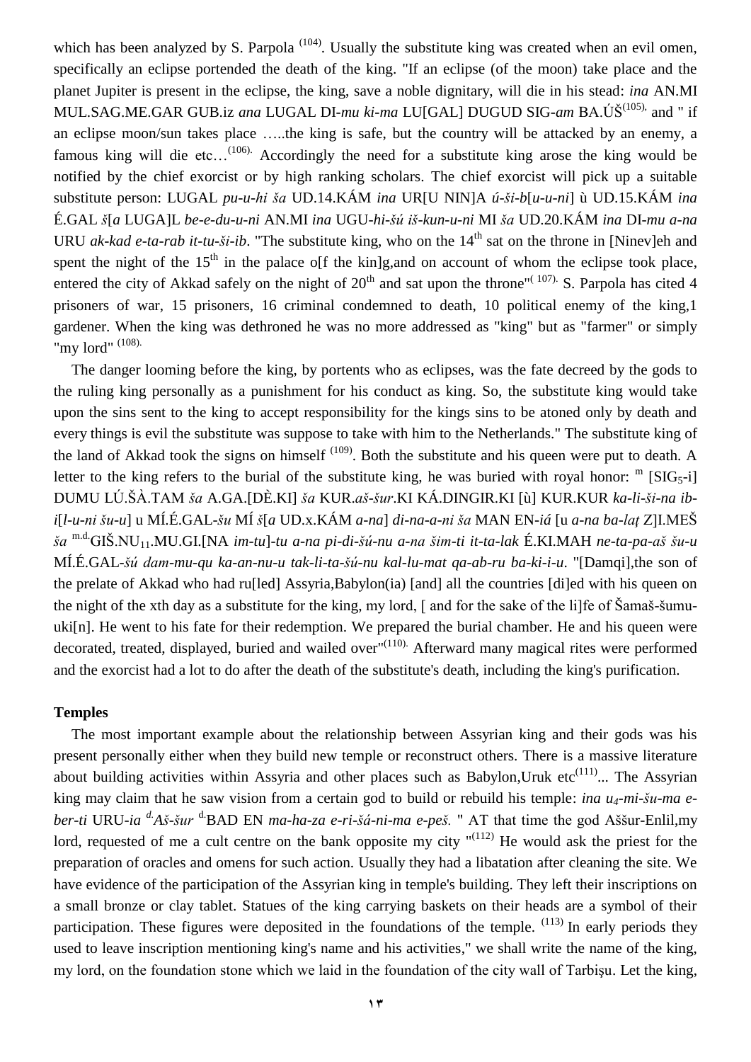which has been analyzed by S. Parpola [104]. Usually the substitute king was created when an evil omen, specifically an eclipse portended the death of the king. "If an eclipse (of the moon) take place and the planet Jupiter is present in the eclipse, the king, save a noble dignitary, will die in his stead: *ina* AN.MI MUL.SAG.ME.GAR GUB.iz *ana* LUGAL DI-*mu ki-ma* LU[GAL] DUGUD SIG-*am* BA.ÚŠ[105], and " if an eclipse moon/sun takes place …..the king is safe, but the country will be attacked by an enemy, a famous king will die etc…[106]. Accordingly the need for a substitute king arose the king would be notified by the chief exorcist or by high ranking scholars. The chief exorcist will pick up a suitable substitute person: LUGAL *pu-u-hi ša* UD.14.KÁM *ina* UR[U NIN]A *ú-ši-b*[*u-u-ni*] ù UD.15.KÁM *ina* É.GAL *š*[*a* LUGA]L *be-e-du-u-ni* AN.MI *ina* UGU-*hi-šú iš-kun-u-ni* MI *ša* UD.20.KÁM *ina* DI-*mu a-na* URU *ak-kad e-ta-rab it-tu-ši-ib*. "The substitute king, who on the 14th sat on the throne in [Ninev]eh and spent the night of the 15th in the palace o[f the kin]g,and on account of whom the eclipse took place, entered the city of Akkad safely on the night of 20th and sat upon the throne"[107]. S. Parpola has cited 4 prisoners of war, 15 prisoners, 16 criminal condemned to death, 10 political enemy of the king,1 gardener. When the king was dethroned he was no more addressed as "king" but as "farmer" or simply "my lord" [108].

The danger looming before the king, by portents who as eclipses, was the fate decreed by the gods to the ruling king personally as a punishment for his conduct as king. So, the substitute king would take upon the sins sent to the king to accept responsibility for the kings sins to be atoned only by death and every things is evil the substitute was suppose to take with him to the Netherlands." The substitute king of the land of Akkad took the signs on himself [109]. Both the substitute and his queen were put to death. A letter to the king refers to the burial of the substitute king, he was buried with royal honor: m [SIG$_5$-i] DUMU LÚ.ŠÀ.TAM *ša* A.GA.[DÈ.KI] *ša* KUR.*aš-šur*.KI KÁ.DINGIR.KI [ù] KUR.KUR *ka-li-ši-na ib-i*[*l-u-ni šu-u*] u MÍ.É.GAL-*šu* MÍ *š*[*a* UD.x.KÁM *a-na*] *di-na-a-ni ša* MAN EN-*iá* [u *a-na ba-laț* Z]I.MEŠ *ša* m.d.GIŠ.NU$_{11}$.MU.GI.[NA *im-tu*]-*tu a-na pi-di-šú-nu a-na šim-ti it-ta-lak* É.KI.MAH *ne-ta-pa-aš šu-u* MÍ.É.GAL-*šú dam-mu-qu ka-an-nu-u tak-li-ta-šú-nu kal-lu-mat qa-ab-ru ba-ki-i-u*. "[Damqi],the son of the prelate of Akkad who had ru[led] Assyria,Babylon(ia) [and] all the countries [di]ed with his queen on the night of the xth day as a substitute for the king, my lord, [ and for the sake of the li]fe of Šamaš-šumu-uki[n]. He went to his fate for their redemption. We prepared the burial chamber. He and his queen were decorated, treated, displayed, buried and wailed over"[110]. Afterward many magical rites were performed and the exorcist had a lot to do after the death of the substitute's death, including the king's purification.

**Temples**

The most important example about the relationship between Assyrian king and their gods was his present personally either when they build new temple or reconstruct others. There is a massive literature about building activities within Assyria and other places such as Babylon,Uruk etc[111]... The Assyrian king may claim that he saw vision from a certain god to build or rebuild his temple: *ina u$_4$-mi-šu-ma e-ber-ti* URU-*ia* d.*Aš-šur* d.BAD EN *ma-ha-za e-ri-šá-ni-ma e-peš*. " AT that time the god Aššur-Enlil,my lord, requested of me a cult centre on the bank opposite my city "[112] He would ask the priest for the preparation of oracles and omens for such action. Usually they had a libatation after cleaning the site. We have evidence of the participation of the Assyrian king in temple's building. They left their inscriptions on a small bronze or clay tablet. Statues of the king carrying baskets on their heads are a symbol of their participation. These figures were deposited in the foundations of the temple. [113] In early periods they used to leave inscription mentioning king's name and his activities," we shall write the name of the king, my lord, on the foundation stone which we laid in the foundation of the city wall of Tarbişu. Let the king,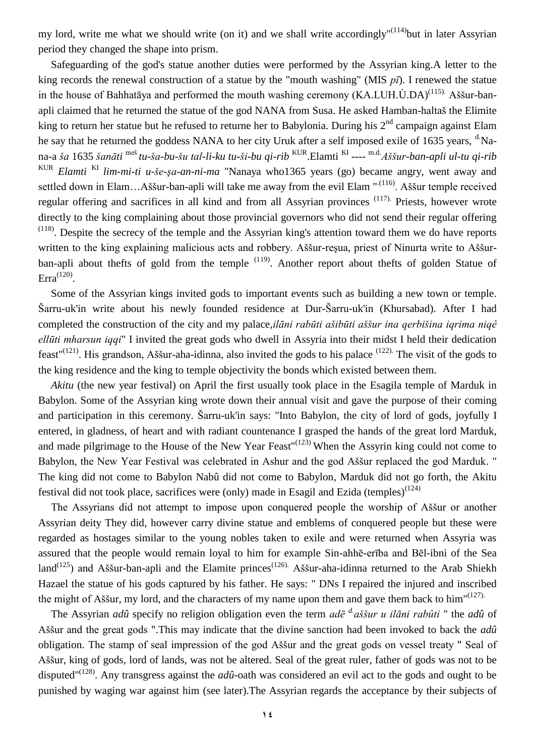my lord, write me what we should write (on it) and we shall write accordingly"[114]but in later Assyrian period they changed the shape into prism.

Safeguarding of the god's statue another duties were performed by the Assyrian king.A letter to the king records the renewal construction of a statue by the "mouth washing" (MIS *pī*). I renewed the statue in the house of Bahhatāya and performed the mouth washing ceremony (KA.LUH.Ù.DA)[115]. Aššur-ban-apli claimed that he returned the statue of the god NANA from Susa. He asked Hamban-haltaš the Elimite king to return her statue but he refused to returne her to Babylonia. During his 2nd campaign against Elam he say that he returned the goddess NANA to her city Uruk after a self imposed exile of 1635 years, d.Na-na-a *ša* 1635 *šanāti* meš *tu-ša-bu-šu tal-li-ku tu-ši-bu qi-rib* KUR.Elamti KI ---- m.d.*Aššur-ban-apli ul-tu qi-rib* KUR *Elamti* KI *lim-mi-ti u-še-ṣa-an-ni-ma* "Nanaya who1365 years (go) became angry, went away and settled down in Elam…Aššur-ban-apli will take me away from the evil Elam ".[116]. Aššur temple received regular offering and sacrifices in all kind and from all Assyrian provinces [117]. Priests, however wrote directly to the king complaining about those provincial governors who did not send their regular offering [118]. Despite the secrecy of the temple and the Assyrian king's attention toward them we do have reports written to the king explaining malicious acts and robbery. Aššur-reşua, priest of Ninurta write to Aššur-ban-apli about thefts of gold from the temple [119]. Another report about thefts of golden Statue of Erra[120].

Some of the Assyrian kings invited gods to important events such as building a new town or temple. Šarru-uk'in write about his newly founded residence at Dur-Šarru-uk'in (Khursabad). After I had completed the construction of the city and my palace,*ilāni rabūti ašibūti aššur ina qerbišina iqrima niqê ellūti mharsun iqqi*" I invited the great gods who dwell in Assyria into their midst I held their dedication feast"[121]. His grandson, Aššur-aha-idinna, also invited the gods to his palace [122]. The visit of the gods to the king residence and the king to temple objectivity the bonds which existed between them.

*Akitu* (the new year festival) on April the first usually took place in the Esagila temple of Marduk in Babylon. Some of the Assyrian king wrote down their annual visit and gave the purpose of their coming and participation in this ceremony. Šarru-uk'in says: "Into Babylon, the city of lord of gods, joyfully I entered, in gladness, of heart and with radiant countenance I grasped the hands of the great lord Marduk, and made pilgrimage to the House of the New Year Feast"[123] When the Assyrin king could not come to Babylon, the New Year Festival was celebrated in Ashur and the god Aššur replaced the god Marduk. " The king did not come to Babylon Nabû did not come to Babylon, Marduk did not go forth, the Akitu festival did not took place, sacrifices were (only) made in Esagil and Ezida (temples)[124]

The Assyrians did not attempt to impose upon conquered people the worship of Aššur or another Assyrian deity They did, however carry divine statue and emblems of conquered people but these were regarded as hostages similar to the young nobles taken to exile and were returned when Assyria was assured that the people would remain loyal to him for example Sin-ahhē-erība and Bēl-ibni of the Sea land[125]) and Aššur-ban-apli and the Elamite princes[126]. Aššur-aha-idinna returned to the Arab Shiekh Hazael the statue of his gods captured by his father. He says: " DNs I repaired the injured and inscribed the might of Aššur, my lord, and the characters of my name upon them and gave them back to him"[127].

The Assyrian *adû* specify no religion obligation even the term *adē* d.*aššur u ilāni rabûti* " the *adû* of Aššur and the great gods ".This may indicate that the divine sanction had been invoked to back the *adû* obligation. The stamp of seal impression of the god Aššur and the great gods on vessel treaty " Seal of Aššur, king of gods, lord of lands, was not be altered. Seal of the great ruler, father of gods was not to be disputed"[128]. Any transgress against the *adû*-oath was considered an evil act to the gods and ought to be punished by waging war against him (see later).The Assyrian regards the acceptance by their subjects of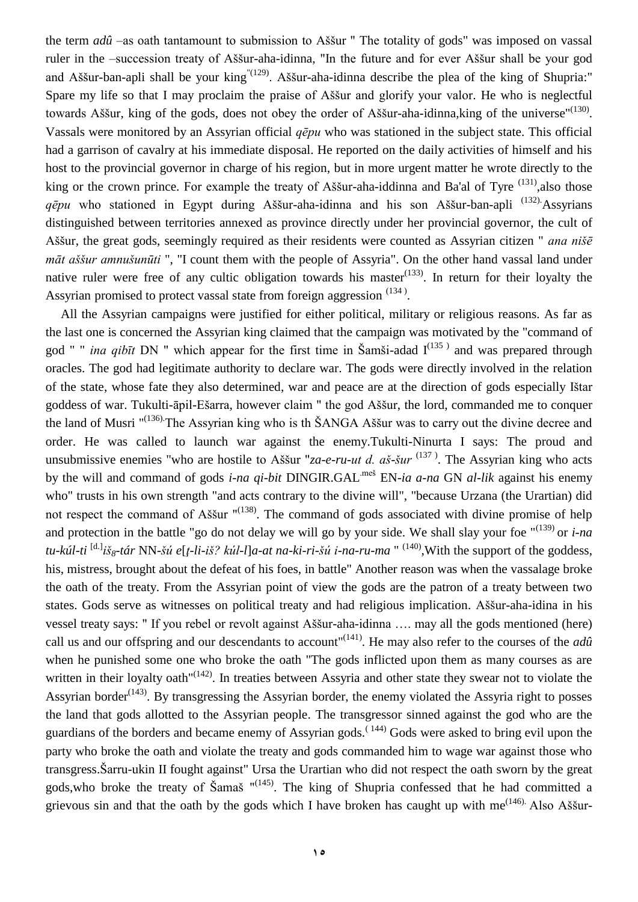the term *adû* –as oath tantamount to submission to Aššur " The totality of gods" was imposed on vassal ruler in the –succession treaty of Aššur-aha-idinna, "In the future and for ever Aššur shall be your god and Aššur-ban-apli shall be your king"[(129)]. Aššur-aha-idinna describe the plea of the king of Shupria:" Spare my life so that I may proclaim the praise of Aššur and glorify your valor. He who is neglectful towards Aššur, king of the gods, does not obey the order of Aššur-aha-idinna,king of the universe"[(130)]. Vassals were monitored by an Assyrian official *qēpu* who was stationed in the subject state. This official had a garrison of cavalry at his immediate disposal. He reported on the daily activities of himself and his host to the provincial governor in charge of his region, but in more urgent matter he wrote directly to the king or the crown prince. For example the treaty of Aššur-aha-iddinna and Ba'al of Tyre [(131)],also those *qēpu* who stationed in Egypt during Aššur-aha-idinna and his son Aššur-ban-apli [(132)].Assyrians distinguished between territories annexed as province directly under her provincial governor, the cult of Aššur, the great gods, seemingly required as their residents were counted as Assyrian citizen " *ana nišē māt aššur amnušunūti* ", "I count them with the people of Assyria". On the other hand vassal land under native ruler were free of any cultic obligation towards his master[(133)]. In return for their loyalty the Assyrian promised to protect vassal state from foreign aggression [(134)].

All the Assyrian campaigns were justified for either political, military or religious reasons. As far as the last one is concerned the Assyrian king claimed that the campaign was motivated by the "command of god " " *ina qibīt* DN " which appear for the first time in Šamši-adad I[(135)] and was prepared through oracles. The god had legitimate authority to declare war. The gods were directly involved in the relation of the state, whose fate they also determined, war and peace are at the direction of gods especially Ištar goddess of war. Tukulti-āpil-Ešarra, however claim " the god Aššur, the lord, commanded me to conquer the land of Musri "[(136)].The Assyrian king who is th ŠANGA Aššur was to carry out the divine decree and order. He was called to launch war against the enemy.Tukulti-Ninurta I says: The proud and unsubmissive enemies "who are hostile to Aššur "*za-e-ru-ut d. aš-šur* [(137)]. The Assyrian king who acts by the will and command of gods *i-na qi-bit* DINGIR.GAL$^{.meš}$ EN-*ia a-na* GN *al-lik* against his enemy who" trusts in his own strength "and acts contrary to the divine will", "because Urzana (the Urartian) did not respect the command of Aššur "[(138)]. The command of gods associated with divine promise of help and protection in the battle "go do not delay we will go by your side. We shall slay your foe "[(139)] or *i-na tu-kúl-ti* $^{[d.]}$*iš$_8$-tár* NN-*šú e*[*ṭ-li-iš? kúl-l*]*a-at na-ki-ri-šú i-na-ru-ma* " [(140)],With the support of the goddess, his, mistress, brought about the defeat of his foes, in battle" Another reason was when the vassalage broke the oath of the treaty. From the Assyrian point of view the gods are the patron of a treaty between two states. Gods serve as witnesses on political treaty and had religious implication. Aššur-aha-idina in his vessel treaty says: " If you rebel or revolt against Aššur-aha-idinna …. may all the gods mentioned (here) call us and our offspring and our descendants to account"[(141)]. He may also refer to the courses of the *adû* when he punished some one who broke the oath "The gods inflicted upon them as many courses as are written in their loyalty oath"[(142)]. In treaties between Assyria and other state they swear not to violate the Assyrian border[(143)]. By transgressing the Assyrian border, the enemy violated the Assyria right to posses the land that gods allotted to the Assyrian people. The transgressor sinned against the god who are the guardians of the borders and became enemy of Assyrian gods.[(144)] Gods were asked to bring evil upon the party who broke the oath and violate the treaty and gods commanded him to wage war against those who transgress.Šarru-ukin II fought against" Ursa the Urartian who did not respect the oath sworn by the great gods,who broke the treaty of Šamaš "[(145)]. The king of Shupria confessed that he had committed a grievous sin and that the oath by the gods which I have broken has caught up with me[(146)]. Also Aššur-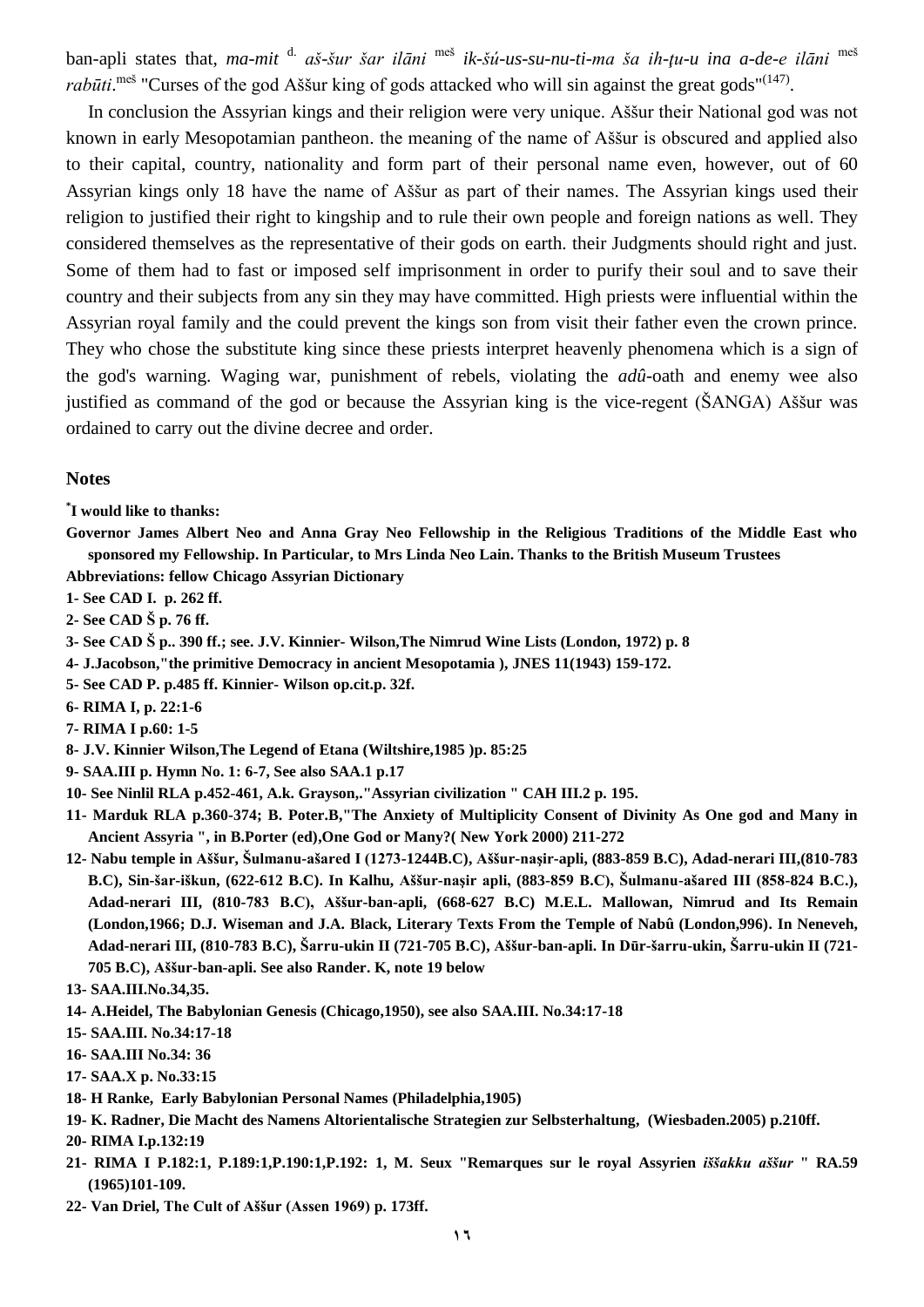ban-apli states that, *ma-mit* [d.] *aš-šur šar ilāni* [meš] *ik-šú-us-su-nu-ti-ma ša ih-ṭu-u ina a-de-e ilāni* [meš] *rabūti*.[meš] "Curses of the god Aššur king of gods attacked who will sin against the great gods"[(147)].

In conclusion the Assyrian kings and their religion were very unique. Aššur their National god was not known in early Mesopotamian pantheon. the meaning of the name of Aššur is obscured and applied also to their capital, country, nationality and form part of their personal name even, however, out of 60 Assyrian kings only 18 have the name of Aššur as part of their names. The Assyrian kings used their religion to justified their right to kingship and to rule their own people and foreign nations as well. They considered themselves as the representative of their gods on earth. their Judgments should right and just. Some of them had to fast or imposed self imprisonment in order to purify their soul and to save their country and their subjects from any sin they may have committed. High priests were influential within the Assyrian royal family and the could prevent the kings son from visit their father even the crown prince. They who chose the substitute king since these priests interpret heavenly phenomena which is a sign of the god's warning. Waging war, punishment of rebels, violating the *adû*-oath and enemy wee also justified as command of the god or because the Assyrian king is the vice-regent (ŠANGA) Aššur was ordained to carry out the divine decree and order.

## Notes

**[*]I would like to thanks:**

**Governor James Albert Neo and Anna Gray Neo Fellowship in the Religious Traditions of the Middle East who sponsored my Fellowship. In Particular, to Mrs Linda Neo Lain. Thanks to the British Museum Trustees**

**Abbreviations: fellow Chicago Assyrian Dictionary**

**1- See CAD I. p. 262 ff.**

**2- See CAD Š p. 76 ff.**

**3- See CAD Š p.. 390 ff.; see. J.V. Kinnier- Wilson,The Nimrud Wine Lists (London, 1972) p. 8**

**4- J.Jacobson,"the primitive Democracy in ancient Mesopotamia ), JNES 11(1943) 159-172.**

**5- See CAD P. p.485 ff. Kinnier- Wilson op.cit.p. 32f.**

**6- RIMA I, p. 22:1-6**

**7- RIMA I p.60: 1-5**

**8- J.V. Kinnier Wilson,The Legend of Etana (Wiltshire,1985 )p. 85:25**

**9- SAA.III p. Hymn No. 1: 6-7, See also SAA.1 p.17**

**10- See Ninlil RLA p.452-461, A.k. Grayson,."Assyrian civilization " CAH III.2 p. 195.**

**11- Marduk RLA p.360-374; B. Poter.B,"The Anxiety of Multiplicity Consent of Divinity As One god and Many in Ancient Assyria ", in B.Porter (ed),One God or Many?( New York 2000) 211-272**

**12- Nabu temple in Aššur, Šulmanu-ašared I (1273-1244B.C), Aššur-naṣir-apli, (883-859 B.C), Adad-nerari III,(810-783 B.C), Sin-šar-iškun, (622-612 B.C). In Kalhu, Aššur-naṣir apli, (883-859 B.C), Šulmanu-ašared III (858-824 B.C.), Adad-nerari III, (810-783 B.C), Aššur-ban-apli, (668-627 B.C) M.E.L. Mallowan, Nimrud and Its Remain (London,1966; D.J. Wiseman and J.A. Black, Literary Texts From the Temple of Nabû (London,996). In Neneveh, Adad-nerari III, (810-783 B.C), Šarru-ukin II (721-705 B.C), Aššur-ban-apli. In Dūr-šarru-ukin, Šarru-ukin II (721-705 B.C), Aššur-ban-apli. See also Rander. K, note 19 below**

**13- SAA.III.No.34,35.**

**14- A.Heidel, The Babylonian Genesis (Chicago,1950), see also SAA.III. No.34:17-18**

**15- SAA.III. No.34:17-18**

**16- SAA.III No.34: 36**

**17- SAA.X p. No.33:15**

**18- H Ranke, Early Babylonian Personal Names (Philadelphia,1905)**

**19- K. Radner, Die Macht des Namens Altorientalische Strategien zur Selbsterhaltung, (Wiesbaden.2005) p.210ff.**

**20- RIMA I.p.132:19**

**21- RIMA I P.182:1, P.189:1,P.190:1,P.192: 1, M. Seux "Remarques sur le royal Assyrien *iššakku aššur* " RA.59 (1965)101-109.**

**22- Van Driel, The Cult of Aššur (Assen 1969) p. 173ff.**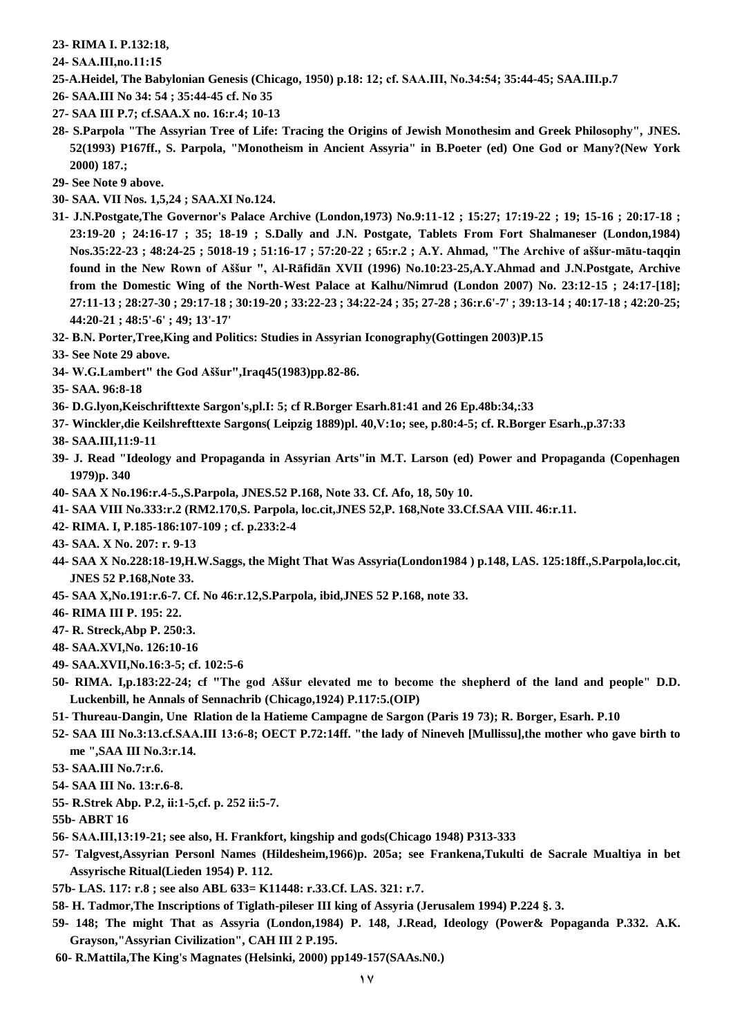**23- RIMA I. P.132:18,**

**24- SAA.III,no.11:15**

**25-A.Heidel, The Babylonian Genesis (Chicago, 1950) p.18: 12; cf. SAA.III, No.34:54; 35:44-45; SAA.III.p.7**

**26- SAA.III No 34: 54 ; 35:44-45 cf. No 35**

**27- SAA III P.7; cf.SAA.X no. 16:r.4; 10-13**

**28- S.Parpola "The Assyrian Tree of Life: Tracing the Origins of Jewish Monothesim and Greek Philosophy", JNES. 52(1993) P167ff., S. Parpola, "Monotheism in Ancient Assyria" in B.Poeter (ed) One God or Many?(New York 2000) 187.;**

**29- See Note 9 above.**

**30- SAA. VII Nos. 1,5,24 ; SAA.XI No.124.**

**31- J.N.Postgate,The Governor's Palace Archive (London,1973) No.9:11-12 ; 15:27; 17:19-22 ; 19; 15-16 ; 20:17-18 ; 23:19-20 ; 24:16-17 ; 35; 18-19 ; S.Dally and J.N. Postgate, Tablets From Fort Shalmaneser (London,1984) Nos.35:22-23 ; 48:24-25 ; 5018-19 ; 51:16-17 ; 57:20-22 ; 65:r.2 ; A.Y. Ahmad, "The Archive of aššur-mātu-taqqin found in the New Rown of Aššur ", Al-Rāfidān XVII (1996) No.10:23-25,A.Y.Ahmad and J.N.Postgate, Archive from the Domestic Wing of the North-West Palace at Kalhu/Nimrud (London 2007) No. 23:12-15 ; 24:17-[18]; 27:11-13 ; 28:27-30 ; 29:17-18 ; 30:19-20 ; 33:22-23 ; 34:22-24 ; 35; 27-28 ; 36:r.6'-7' ; 39:13-14 ; 40:17-18 ; 42:20-25; 44:20-21 ; 48:5'-6' ; 49; 13'-17'**

**32- B.N. Porter,Tree,King and Politics: Studies in Assyrian Iconography(Gottingen 2003)P.15**

**33- See Note 29 above.**

**34- W.G.Lambert" the God Aššur",Iraq45(1983)pp.82-86.**

**35- SAA. 96:8-18**

**36- D.G.lyon,Keischrifttexte Sargon's,pl.I: 5; cf R.Borger Esarh.81:41 and 26 Ep.48b:34,:33**

**37- Winckler,die Keilshrefttexte Sargons( Leipzig 1889)pl. 40,V:1o; see, p.80:4-5; cf. R.Borger Esarh.,p.37:33**

**38- SAA.III,11:9-11**

**39- J. Read "Ideology and Propaganda in Assyrian Arts"in M.T. Larson (ed) Power and Propaganda (Copenhagen 1979)p. 340**

**40- SAA X No.196:r.4-5.,S.Parpola, JNES.52 P.168, Note 33. Cf. Afo, 18, 50y 10.**

**41- SAA VIII No.333:r.2 (RM2.170,S. Parpola, loc.cit,JNES 52,P. 168,Note 33.Cf.SAA VIII. 46:r.11.**

**42- RIMA. I, P.185-186:107-109 ; cf. p.233:2-4**

**43- SAA. X No. 207: r. 9-13**

**44- SAA X No.228:18-19,H.W.Saggs, the Might That Was Assyria(London1984 ) p.148, LAS. 125:18ff.,S.Parpola,loc.cit, JNES 52 P.168,Note 33.**

**45- SAA X,No.191:r.6-7. Cf. No 46:r.12,S.Parpola, ibid,JNES 52 P.168, note 33.**

**46- RIMA III P. 195: 22.**

**47- R. Streck,Abp P. 250:3.**

**48- SAA.XVI,No. 126:10-16**

**49- SAA.XVII,No.16:3-5; cf. 102:5-6**

**50- RIMA. I,p.183:22-24; cf "The god Aššur elevated me to become the shepherd of the land and people" D.D. Luckenbill, he Annals of Sennachrib (Chicago,1924) P.117:5.(OIP)**

**51- Thureau-Dangin, Une Rlation de la Hatieme Campagne de Sargon (Paris 19 73); R. Borger, Esarh. P.10**

**52- SAA III No.3:13.cf.SAA.III 13:6-8; OECT P.72:14ff. "the lady of Nineveh [Mullissu],the mother who gave birth to me ",SAA III No.3:r.14.**

**53- SAA.III No.7:r.6.**

**54- SAA III No. 13:r.6-8.**

**55- R.Strek Abp. P.2, ii:1-5,cf. p. 252 ii:5-7.**

**55b- ABRT 16**

**56- SAA.III,13:19-21; see also, H. Frankfort, kingship and gods(Chicago 1948) P313-333**

**57- Talgvest,Assyrian Personl Names (Hildesheim,1966)p. 205a; see Frankena,Tukulti de Sacrale Mualtiya in bet Assyrische Ritual(Lieden 1954) P. 112.**

**57b- LAS. 117: r.8 ; see also ABL 633= K11448: r.33.Cf. LAS. 321: r.7.**

**58- H. Tadmor,The Inscriptions of Tiglath-pileser III king of Assyria (Jerusalem 1994) P.224 §. 3.**

**59- 148; The might That as Assyria (London,1984) P. 148, J.Read, Ideology (Power& Popaganda P.332. A.K. Grayson,"Assyrian Civilization", CAH III 2 P.195.**

**60- R.Mattila,The King's Magnates (Helsinki, 2000) pp149-157(SAAs.N0.)**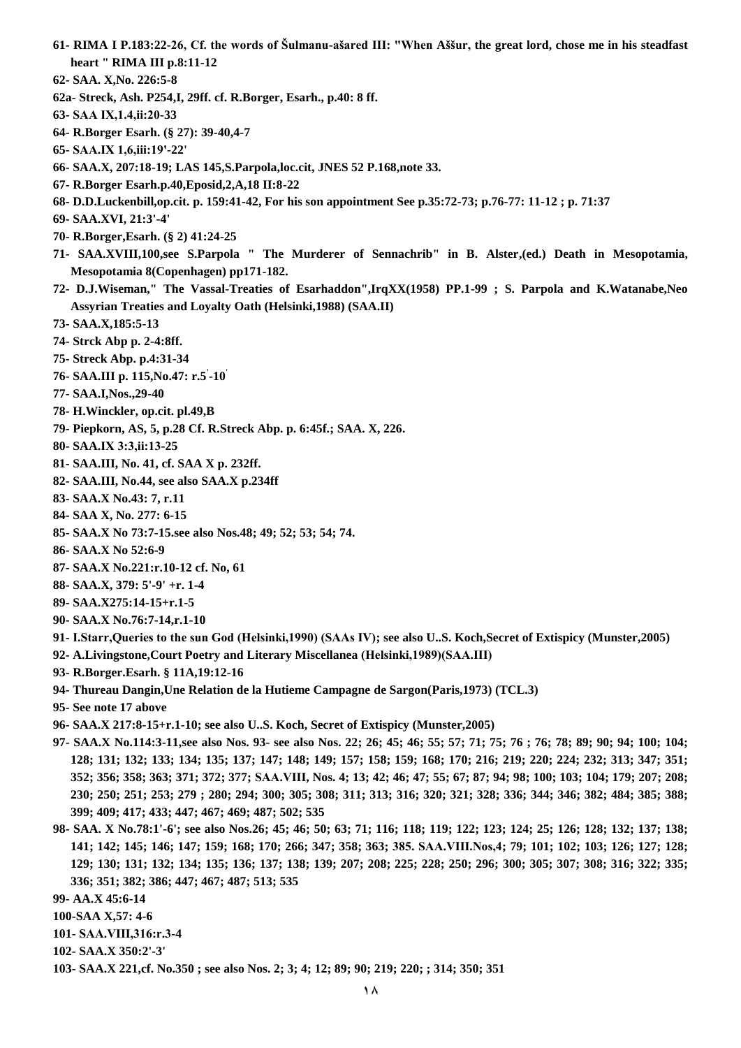61- RIMA I P.183:22-26, Cf. the words of Šulmanu-ašared III: "When Aššur, the great lord, chose me in his steadfast heart " RIMA III p.8:11-12

62- SAA. X,No. 226:5-8

62a- Streck, Ash. P254,I, 29ff. cf. R.Borger, Esarh., p.40: 8 ff.

63- SAA IX,1.4,ii:20-33

64- R.Borger Esarh. (§ 27): 39-40,4-7

65- SAA.IX 1,6,iii:19'-22'

66- SAA.X, 207:18-19; LAS 145,S.Parpola,loc.cit, JNES 52 P.168,note 33.

67- R.Borger Esarh.p.40,Eposid,2,A,18 II:8-22

68- D.D.Luckenbill,op.cit. p. 159:41-42, For his son appointment See p.35:72-73; p.76-77: 11-12 ; p. 71:37

69- SAA.XVI, 21:3'-4'

70- R.Borger,Esarh. (§ 2) 41:24-25

71- SAA.XVIII,100,see S.Parpola " The Murderer of Sennachrib" in B. Alster,(ed.) Death in Mesopotamia, Mesopotamia 8(Copenhagen) pp171-182.

72- D.J.Wiseman," The Vassal-Treaties of Esarhaddon",IrqXX(1958) PP.1-99 ; S. Parpola and K.Watanabe,Neo Assyrian Treaties and Loyalty Oath (Helsinki,1988) (SAA.II)

73- SAA.X,185:5-13

74- Strck Abp p. 2-4:8ff.

75- Streck Abp. p.4:31-34

76- SAA.III p. 115,No.47: r.5'-10'

77- SAA.I,Nos.,29-40

78- H.Winckler, op.cit. pl.49,B

79- Piepkorn, AS, 5, p.28 Cf. R.Streck Abp. p. 6:45f.; SAA. X, 226.

80- SAA.IX 3:3,ii:13-25

81- SAA.III, No. 41, cf. SAA X p. 232ff.

82- SAA.III, No.44, see also SAA.X p.234ff

83- SAA.X No.43: 7, r.11

84- SAA X, No. 277: 6-15

85- SAA.X No 73:7-15.see also Nos.48; 49; 52; 53; 54; 74.

86- SAA.X No 52:6-9

87- SAA.X No.221:r.10-12 cf. No, 61

88- SAA.X, 379: 5'-9' +r. 1-4

89- SAA.X275:14-15+r.1-5

90- SAA.X No.76:7-14,r.1-10

91- I.Starr,Queries to the sun God (Helsinki,1990) (SAAs IV); see also U..S. Koch,Secret of Extispicy (Munster,2005)

92- A.Livingstone,Court Poetry and Literary Miscellanea (Helsinki,1989)(SAA.III)

93- R.Borger.Esarh. § 11A,19:12-16

94- Thureau Dangin,Une Relation de la Hutieme Campagne de Sargon(Paris,1973) (TCL.3)

95- See note 17 above

96- SAA.X 217:8-15+r.1-10; see also U..S. Koch, Secret of Extispicy (Munster,2005)

97- SAA.X No.114:3-11,see also Nos. 93- see also Nos. 22; 26; 45; 46; 55; 57; 71; 75; 76 ; 76; 78; 89; 90; 94; 100; 104; 128; 131; 132; 133; 134; 135; 137; 147; 148; 149; 157; 158; 159; 168; 170; 216; 219; 220; 224; 232; 313; 347; 351; 352; 356; 358; 363; 371; 372; 377; SAA.VIII, Nos. 4; 13; 42; 46; 47; 55; 67; 87; 94; 98; 100; 103; 104; 179; 207; 208; 230; 250; 251; 253; 279 ; 280; 294; 300; 305; 308; 311; 313; 316; 320; 321; 328; 336; 344; 346; 382; 484; 385; 388; 399; 409; 417; 433; 447; 467; 469; 487; 502; 535

98- SAA. X No.78:1'-6'; see also Nos.26; 45; 46; 50; 63; 71; 116; 118; 119; 122; 123; 124; 25; 126; 128; 132; 137; 138; 141; 142; 145; 146; 147; 159; 168; 170; 266; 347; 358; 363; 385. SAA.VIII.Nos,4; 79; 101; 102; 103; 126; 127; 128; 129; 130; 131; 132; 134; 135; 136; 137; 138; 139; 207; 208; 225; 228; 250; 296; 300; 305; 307; 308; 316; 322; 335; 336; 351; 382; 386; 447; 467; 487; 513; 535

99- AA.X 45:6-14

100-SAA X,57: 4-6

101- SAA.VIII,316:r.3-4

102- SAA.X 350:2'-3'

103- SAA.X 221,cf. No.350 ; see also Nos. 2; 3; 4; 12; 89; 90; 219; 220; ; 314; 350; 351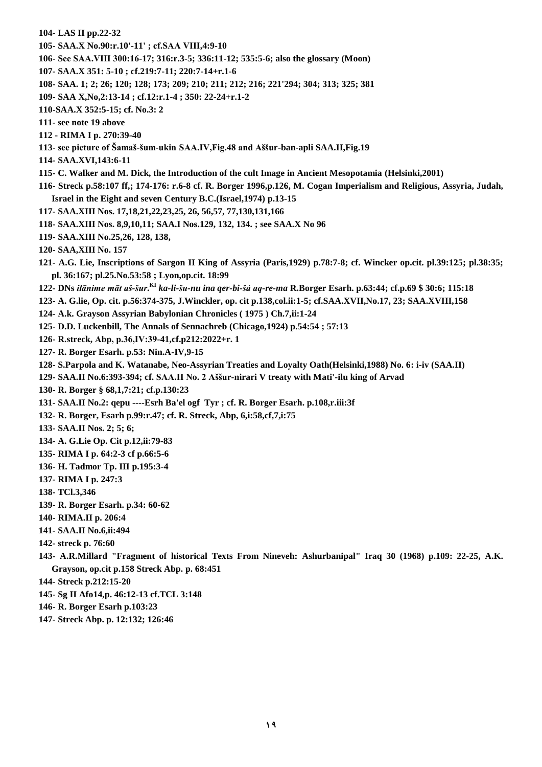**104- LAS II pp.22-32**

**105- SAA.X No.90:r.10'-11' ; cf.SAA VIII,4:9-10**

**106- See SAA.VIII 300:16-17; 316:r.3-5; 336:11-12; 535:5-6; also the glossary (Moon)**

**107- SAA.X 351: 5-10 ; cf.219:7-11; 220:7-14+r.1-6**

**108- SAA. 1; 2; 26; 120; 128; 173; 209; 210; 211; 212; 216; 221'294; 304; 313; 325; 381**

**109- SAA X,No,2:13-14 ; cf.12:r.1-4 ; 350: 22-24+r.1-2**

**110-SAA.X 352:5-15; cf. No.3: 2**

**111- see note 19 above**

**112 - RIMA I p. 270:39-40**

**113- see picture of Šamaš-šum-ukin SAA.IV,Fig.48 and Aššur-ban-apli SAA.II,Fig.19**

**114- SAA.XVI,143:6-11**

**115- C. Walker and M. Dick, the Introduction of the cult Image in Ancient Mesopotamia (Helsinki,2001)**

**116- Streck p.58:107 ff,; 174-176: r.6-8 cf. R. Borger 1996,p.126, M. Cogan Imperialism and Religious, Assyria, Judah, Israel in the Eight and seven Century B.C.(Israel,1974) p.13-15**

**117- SAA.XIII Nos. 17,18,21,22,23,25, 26, 56,57, 77,130,131,166**

**118- SAA.XIII Nos. 8,9,10,11; SAA.I Nos.129, 132, 134. ; see SAA.X No 96**

**119- SAA.XIII No.25,26, 128, 138,**

**120- SAA,XIII No. 157**

**121- A.G. Lie, Inscriptions of Sargon II King of Assyria (Paris,1929) p.78:7-8; cf. Wincker op.cit. pl.39:125; pl.38:35; pl. 36:167; pl.25.No.53:58 ; Lyon,op.cit. 18:99**

**122- DNs *ilānime māt aš-šur.*[KI] *ka-li-šu-nu ina qer-bi-šá aq-re-ma* R.Borger Esarh. p.63:44; cf.p.69 $ 30:6; 115:18**

**123- A. G.lie, Op. cit. p.56:374-375, J.Winckler, op. cit p.138,col.ii:1-5; cf.SAA.XVII,No.17, 23; SAA.XVIII,158**

**124- A.k. Grayson Assyrian Babylonian Chronicles ( 1975 ) Ch.7,ii:1-24**

**125- D.D. Luckenbill, The Annals of Sennachreb (Chicago,1924) p.54:54 ; 57:13**

**126- R.streck, Abp, p.36,IV:39-41,cf.p212:2022+r. 1**

**127- R. Borger Esarh. p.53: Nin.A-IV,9-15**

**128- S.Parpola and K. Watanabe, Neo-Assyrian Treaties and Loyalty Oath(Helsinki,1988) No. 6: i-iv (SAA.II)**

**129- SAA.II No.6:393-394; cf. SAA.II No. 2 Aššur-nirari V treaty with Mati'-ilu king of Arvad**

**130- R. Borger § 68,1,7:21; cf.p.130:23**

**131- SAA.II No.2: qepu ----Esrh Ba'el ogf Tyr ; cf. R. Borger Esarh. p.108,r.iii:3f**

**132- R. Borger, Esarh p.99:r.47; cf. R. Streck, Abp, 6,i:58,cf,7,i:75**

**133- SAA.II Nos. 2; 5; 6;**

**134- A. G.Lie Op. Cit p.12,ii:79-83**

**135- RIMA I p. 64:2-3 cf p.66:5-6**

**136- H. Tadmor Tp. III p.195:3-4**

**137- RIMA I p. 247:3**

**138- TCl.3,346**

**139- R. Borger Esarh. p.34: 60-62**

**140- RIMA.II p. 206:4**

**141- SAA.II No.6,ii:494**

**142- streck p. 76:60**

**143- A.R.Millard "Fragment of historical Texts From Nineveh: Ashurbanipal" Iraq 30 (1968) p.109: 22-25, A.K. Grayson, op.cit p.158 Streck Abp. p. 68:451**

**144- Streck p.212:15-20**

**145- Sg II Afo14,p. 46:12-13 cf.TCL 3:148**

**146- R. Borger Esarh p.103:23**

**147- Streck Abp. p. 12:132; 126:46**